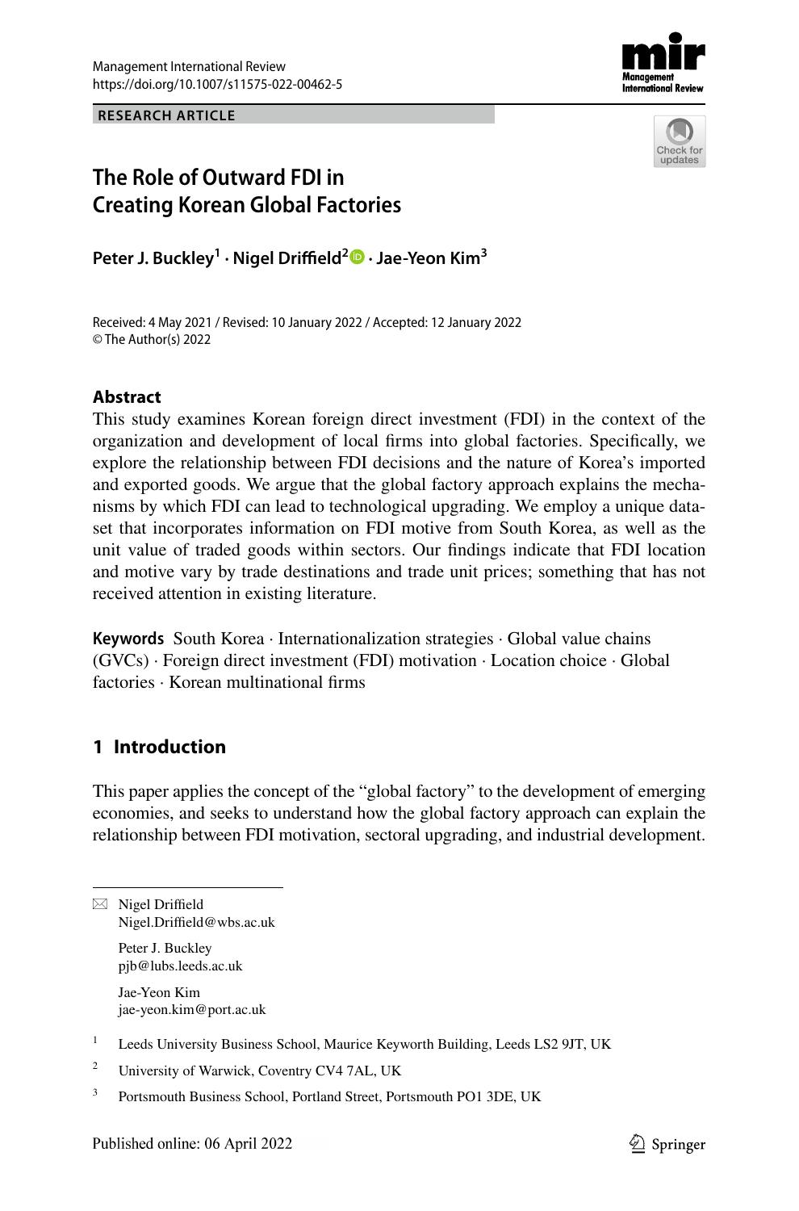RESEARCH ARTICLE

# The Role of Outward FDI in Creating Korean Global Factories

**Peter J. Buckley[1] · Nigel Driffield[2] · Jae-Yeon Kim[3]**

Received: 4 May 2021 / Revised: 10 January 2022 / Accepted: 12 January 2022
© The Author(s) 2022

## Abstract

This study examines Korean foreign direct investment (FDI) in the context of the organization and development of local firms into global factories. Specifically, we explore the relationship between FDI decisions and the nature of Korea's imported and exported goods. We argue that the global factory approach explains the mechanisms by which FDI can lead to technological upgrading. We employ a unique dataset that incorporates information on FDI motive from South Korea, as well as the unit value of traded goods within sectors. Our findings indicate that FDI location and motive vary by trade destinations and trade unit prices; something that has not received attention in existing literature.

**Keywords** South Korea · Internationalization strategies · Global value chains (GVCs) · Foreign direct investment (FDI) motivation · Location choice · Global factories · Korean multinational firms

## 1 Introduction

This paper applies the concept of the "global factory" to the development of emerging economies, and seeks to understand how the global factory approach can explain the relationship between FDI motivation, sectoral upgrading, and industrial development.

---

✉ Nigel Driffield
Nigel.Driffield@wbs.ac.uk

Peter J. Buckley
pjb@lubs.leeds.ac.uk

Jae-Yeon Kim
jae-yeon.kim@port.ac.uk

[1] Leeds University Business School, Maurice Keyworth Building, Leeds LS2 9JT, UK

[2] University of Warwick, Coventry CV4 7AL, UK

[3] Portsmouth Business School, Portland Street, Portsmouth PO1 3DE, UK

Published online: 06 April 2022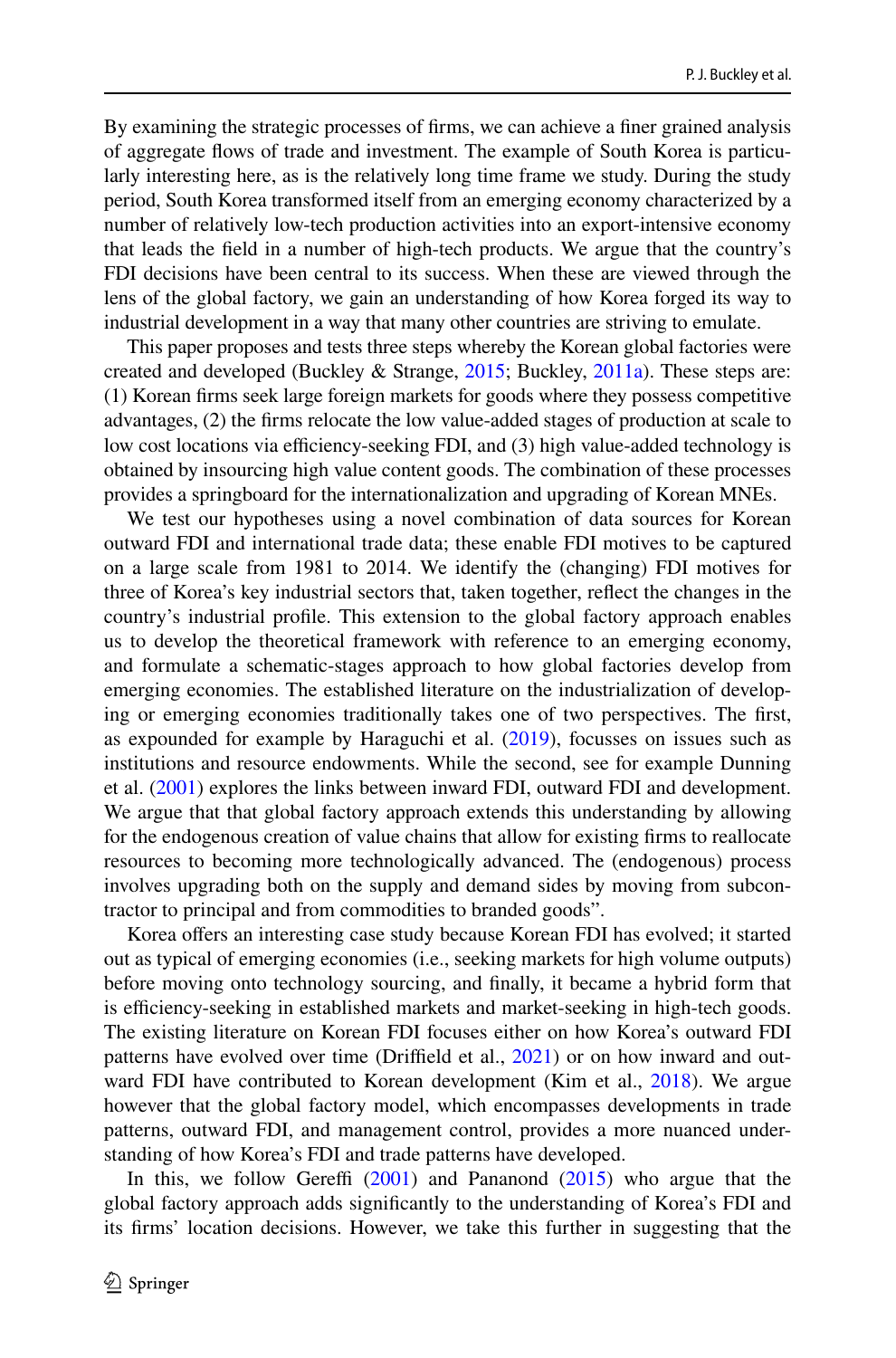By examining the strategic processes of firms, we can achieve a finer grained analysis of aggregate flows of trade and investment. The example of South Korea is particularly interesting here, as is the relatively long time frame we study. During the study period, South Korea transformed itself from an emerging economy characterized by a number of relatively low-tech production activities into an export-intensive economy that leads the field in a number of high-tech products. We argue that the country's FDI decisions have been central to its success. When these are viewed through the lens of the global factory, we gain an understanding of how Korea forged its way to industrial development in a way that many other countries are striving to emulate.

This paper proposes and tests three steps whereby the Korean global factories were created and developed (Buckley & Strange, 2015; Buckley, 2011a). These steps are: (1) Korean firms seek large foreign markets for goods where they possess competitive advantages, (2) the firms relocate the low value-added stages of production at scale to low cost locations via efficiency-seeking FDI, and (3) high value-added technology is obtained by insourcing high value content goods. The combination of these processes provides a springboard for the internationalization and upgrading of Korean MNEs.

We test our hypotheses using a novel combination of data sources for Korean outward FDI and international trade data; these enable FDI motives to be captured on a large scale from 1981 to 2014. We identify the (changing) FDI motives for three of Korea's key industrial sectors that, taken together, reflect the changes in the country's industrial profile. This extension to the global factory approach enables us to develop the theoretical framework with reference to an emerging economy, and formulate a schematic-stages approach to how global factories develop from emerging economies. The established literature on the industrialization of developing or emerging economies traditionally takes one of two perspectives. The first, as expounded for example by Haraguchi et al. (2019), focusses on issues such as institutions and resource endowments. While the second, see for example Dunning et al. (2001) explores the links between inward FDI, outward FDI and development. We argue that that global factory approach extends this understanding by allowing for the endogenous creation of value chains that allow for existing firms to reallocate resources to becoming more technologically advanced. The (endogenous) process involves upgrading both on the supply and demand sides by moving from subcontractor to principal and from commodities to branded goods".

Korea offers an interesting case study because Korean FDI has evolved; it started out as typical of emerging economies (i.e., seeking markets for high volume outputs) before moving onto technology sourcing, and finally, it became a hybrid form that is efficiency-seeking in established markets and market-seeking in high-tech goods. The existing literature on Korean FDI focuses either on how Korea's outward FDI patterns have evolved over time (Driffield et al., 2021) or on how inward and outward FDI have contributed to Korean development (Kim et al., 2018). We argue however that the global factory model, which encompasses developments in trade patterns, outward FDI, and management control, provides a more nuanced understanding of how Korea's FDI and trade patterns have developed.

In this, we follow Gereffi (2001) and Pananond (2015) who argue that the global factory approach adds significantly to the understanding of Korea's FDI and its firms' location decisions. However, we take this further in suggesting that the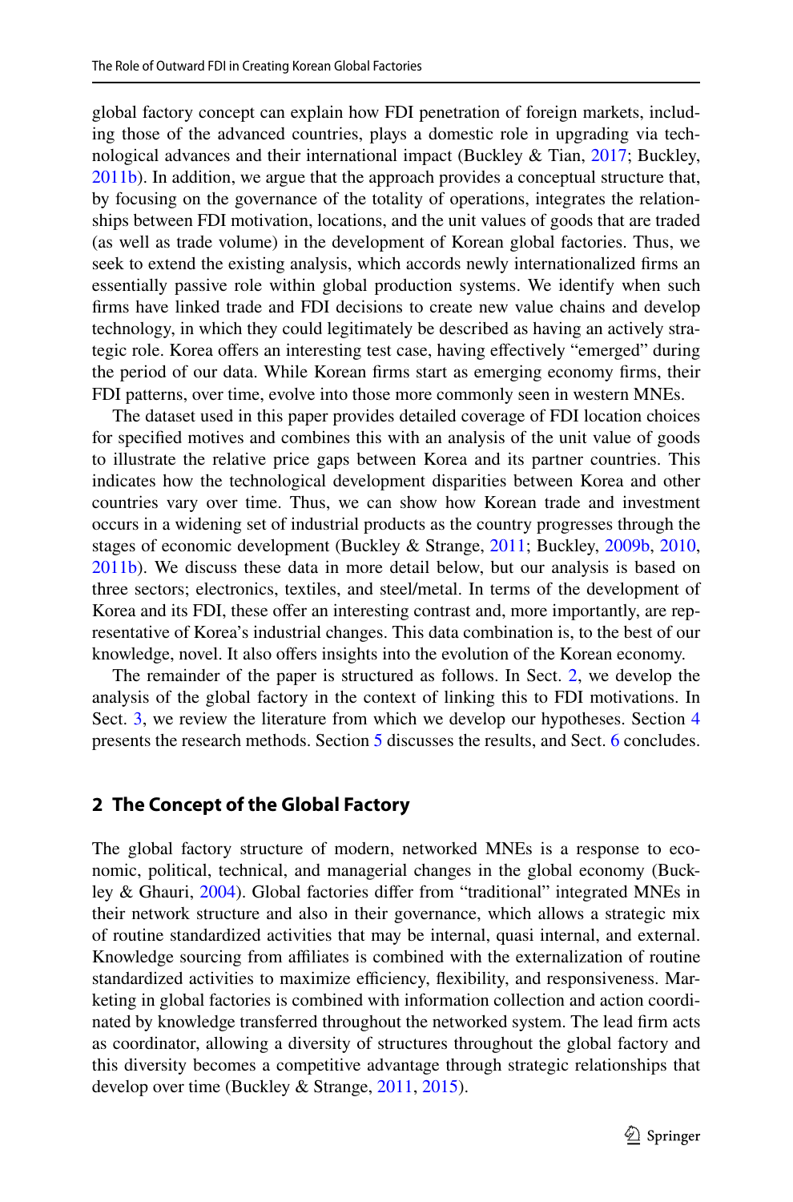global factory concept can explain how FDI penetration of foreign markets, including those of the advanced countries, plays a domestic role in upgrading via technological advances and their international impact (Buckley & Tian, 2017; Buckley, 2011b). In addition, we argue that the approach provides a conceptual structure that, by focusing on the governance of the totality of operations, integrates the relationships between FDI motivation, locations, and the unit values of goods that are traded (as well as trade volume) in the development of Korean global factories. Thus, we seek to extend the existing analysis, which accords newly internationalized firms an essentially passive role within global production systems. We identify when such firms have linked trade and FDI decisions to create new value chains and develop technology, in which they could legitimately be described as having an actively strategic role. Korea offers an interesting test case, having effectively "emerged" during the period of our data. While Korean firms start as emerging economy firms, their FDI patterns, over time, evolve into those more commonly seen in western MNEs.

The dataset used in this paper provides detailed coverage of FDI location choices for specified motives and combines this with an analysis of the unit value of goods to illustrate the relative price gaps between Korea and its partner countries. This indicates how the technological development disparities between Korea and other countries vary over time. Thus, we can show how Korean trade and investment occurs in a widening set of industrial products as the country progresses through the stages of economic development (Buckley & Strange, 2011; Buckley, 2009b, 2010, 2011b). We discuss these data in more detail below, but our analysis is based on three sectors; electronics, textiles, and steel/metal. In terms of the development of Korea and its FDI, these offer an interesting contrast and, more importantly, are representative of Korea's industrial changes. This data combination is, to the best of our knowledge, novel. It also offers insights into the evolution of the Korean economy.

The remainder of the paper is structured as follows. In Sect. 2, we develop the analysis of the global factory in the context of linking this to FDI motivations. In Sect. 3, we review the literature from which we develop our hypotheses. Section 4 presents the research methods. Section 5 discusses the results, and Sect. 6 concludes.

## 2 The Concept of the Global Factory

The global factory structure of modern, networked MNEs is a response to economic, political, technical, and managerial changes in the global economy (Buckley & Ghauri, 2004). Global factories differ from "traditional" integrated MNEs in their network structure and also in their governance, which allows a strategic mix of routine standardized activities that may be internal, quasi internal, and external. Knowledge sourcing from affiliates is combined with the externalization of routine standardized activities to maximize efficiency, flexibility, and responsiveness. Marketing in global factories is combined with information collection and action coordinated by knowledge transferred throughout the networked system. The lead firm acts as coordinator, allowing a diversity of structures throughout the global factory and this diversity becomes a competitive advantage through strategic relationships that develop over time (Buckley & Strange, 2011, 2015).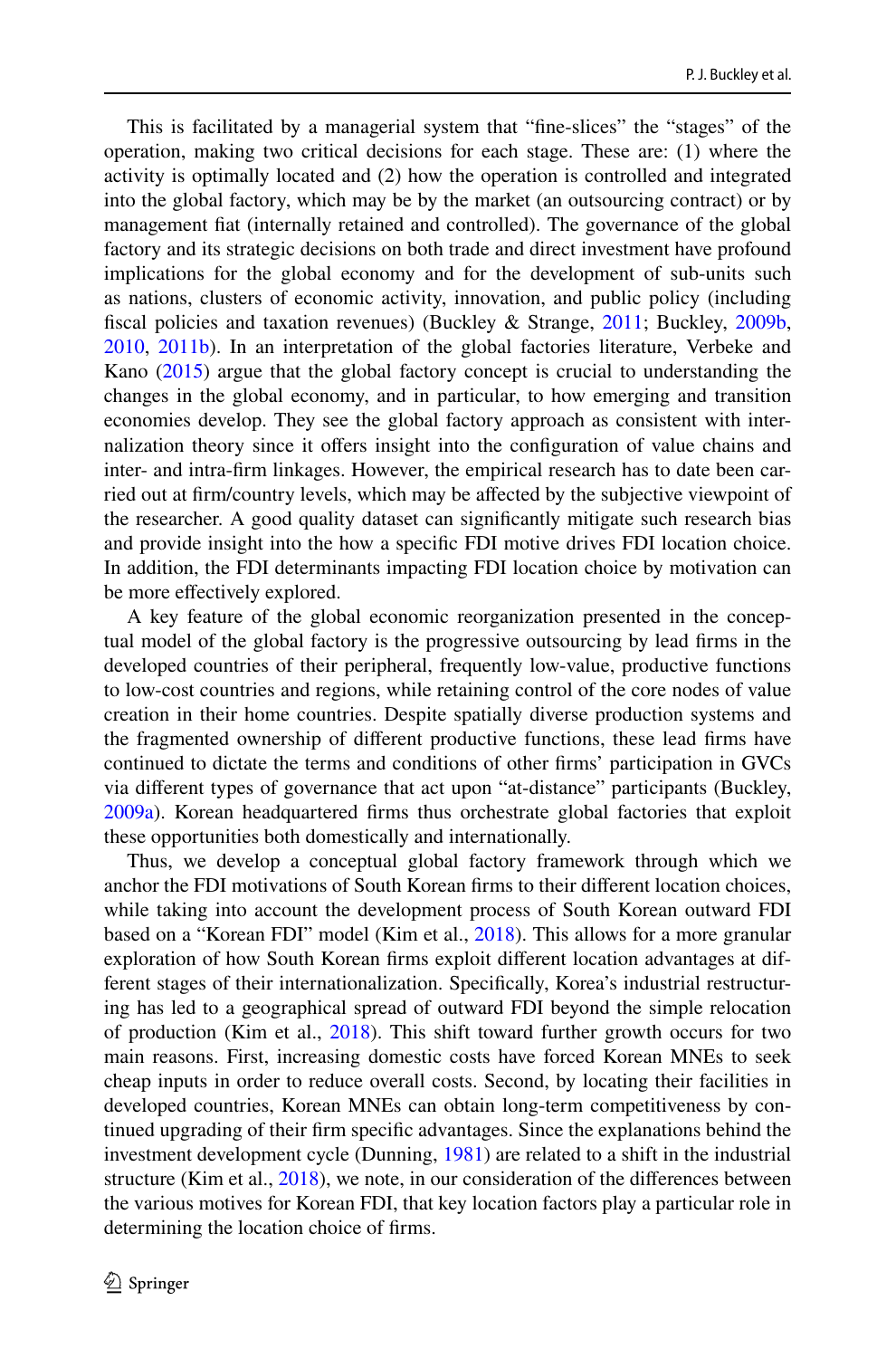This is facilitated by a managerial system that "fine-slices" the "stages" of the operation, making two critical decisions for each stage. These are: (1) where the activity is optimally located and (2) how the operation is controlled and integrated into the global factory, which may be by the market (an outsourcing contract) or by management fiat (internally retained and controlled). The governance of the global factory and its strategic decisions on both trade and direct investment have profound implications for the global economy and for the development of sub-units such as nations, clusters of economic activity, innovation, and public policy (including fiscal policies and taxation revenues) (Buckley & Strange, 2011; Buckley, 2009b, 2010, 2011b). In an interpretation of the global factories literature, Verbeke and Kano (2015) argue that the global factory concept is crucial to understanding the changes in the global economy, and in particular, to how emerging and transition economies develop. They see the global factory approach as consistent with internalization theory since it offers insight into the configuration of value chains and inter- and intra-firm linkages. However, the empirical research has to date been carried out at firm/country levels, which may be affected by the subjective viewpoint of the researcher. A good quality dataset can significantly mitigate such research bias and provide insight into the how a specific FDI motive drives FDI location choice. In addition, the FDI determinants impacting FDI location choice by motivation can be more effectively explored.

A key feature of the global economic reorganization presented in the conceptual model of the global factory is the progressive outsourcing by lead firms in the developed countries of their peripheral, frequently low-value, productive functions to low-cost countries and regions, while retaining control of the core nodes of value creation in their home countries. Despite spatially diverse production systems and the fragmented ownership of different productive functions, these lead firms have continued to dictate the terms and conditions of other firms' participation in GVCs via different types of governance that act upon "at-distance" participants (Buckley, 2009a). Korean headquartered firms thus orchestrate global factories that exploit these opportunities both domestically and internationally.

Thus, we develop a conceptual global factory framework through which we anchor the FDI motivations of South Korean firms to their different location choices, while taking into account the development process of South Korean outward FDI based on a "Korean FDI" model (Kim et al., 2018). This allows for a more granular exploration of how South Korean firms exploit different location advantages at different stages of their internationalization. Specifically, Korea's industrial restructuring has led to a geographical spread of outward FDI beyond the simple relocation of production (Kim et al., 2018). This shift toward further growth occurs for two main reasons. First, increasing domestic costs have forced Korean MNEs to seek cheap inputs in order to reduce overall costs. Second, by locating their facilities in developed countries, Korean MNEs can obtain long-term competitiveness by continued upgrading of their firm specific advantages. Since the explanations behind the investment development cycle (Dunning, 1981) are related to a shift in the industrial structure (Kim et al., 2018), we note, in our consideration of the differences between the various motives for Korean FDI, that key location factors play a particular role in determining the location choice of firms.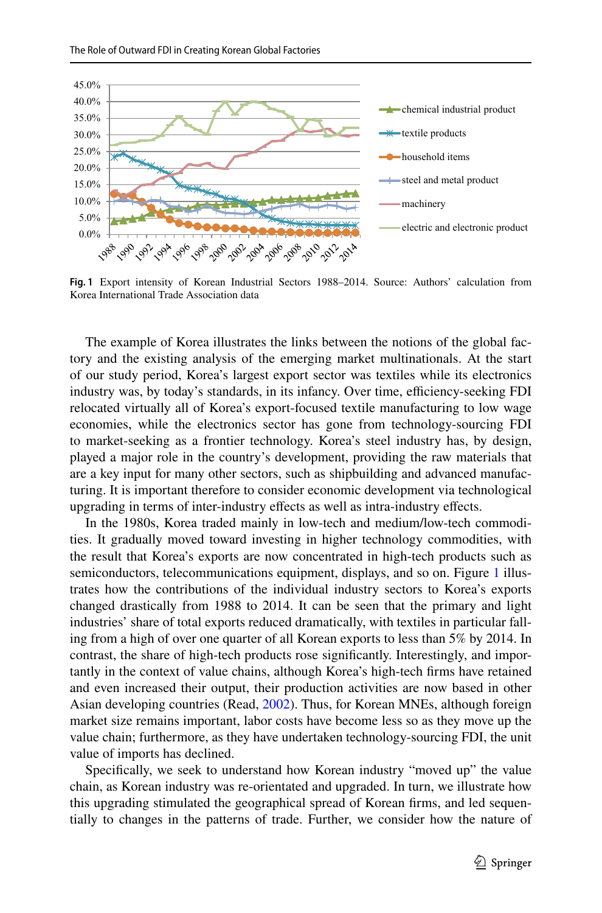**Fig. 1** Export intensity of Korean Industrial Sectors 1988–2014. Source: Authors' calculation from Korea International Trade Association data

The example of Korea illustrates the links between the notions of the global factory and the existing analysis of the emerging market multinationals. At the start of our study period, Korea's largest export sector was textiles while its electronics industry was, by today's standards, in its infancy. Over time, efficiency-seeking FDI relocated virtually all of Korea's export-focused textile manufacturing to low wage economies, while the electronics sector has gone from technology-sourcing FDI to market-seeking as a frontier technology. Korea's steel industry has, by design, played a major role in the country's development, providing the raw materials that are a key input for many other sectors, such as shipbuilding and advanced manufacturing. It is important therefore to consider economic development via technological upgrading in terms of inter-industry effects as well as intra-industry effects.

In the 1980s, Korea traded mainly in low-tech and medium/low-tech commodities. It gradually moved toward investing in higher technology commodities, with the result that Korea's exports are now concentrated in high-tech products such as semiconductors, telecommunications equipment, displays, and so on. Figure 1 illustrates how the contributions of the individual industry sectors to Korea's exports changed drastically from 1988 to 2014. It can be seen that the primary and light industries' share of total exports reduced dramatically, with textiles in particular falling from a high of over one quarter of all Korean exports to less than 5% by 2014. In contrast, the share of high-tech products rose significantly. Interestingly, and importantly in the context of value chains, although Korea's high-tech firms have retained and even increased their output, their production activities are now based in other Asian developing countries (Read, 2002). Thus, for Korean MNEs, although foreign market size remains important, labor costs have become less so as they move up the value chain; furthermore, as they have undertaken technology-sourcing FDI, the unit value of imports has declined.

Specifically, we seek to understand how Korean industry "moved up" the value chain, as Korean industry was re-orientated and upgraded. In turn, we illustrate how this upgrading stimulated the geographical spread of Korean firms, and led sequentially to changes in the patterns of trade. Further, we consider how the nature of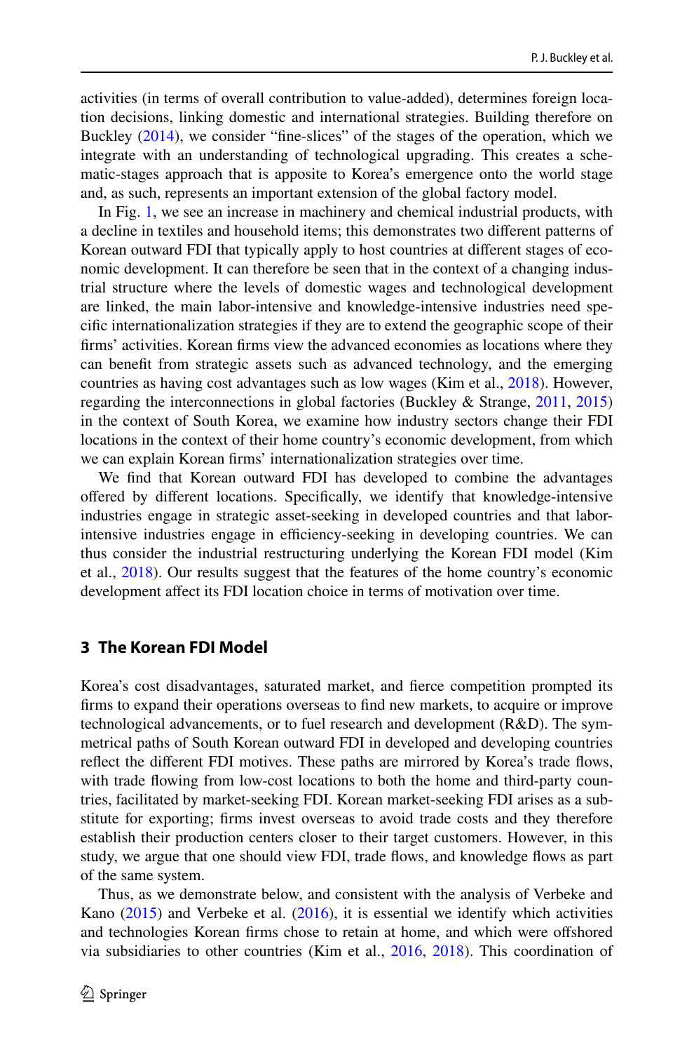activities (in terms of overall contribution to value-added), determines foreign location decisions, linking domestic and international strategies. Building therefore on Buckley (2014), we consider "fine-slices" of the stages of the operation, which we integrate with an understanding of technological upgrading. This creates a schematic-stages approach that is apposite to Korea's emergence onto the world stage and, as such, represents an important extension of the global factory model.

In Fig. 1, we see an increase in machinery and chemical industrial products, with a decline in textiles and household items; this demonstrates two different patterns of Korean outward FDI that typically apply to host countries at different stages of economic development. It can therefore be seen that in the context of a changing industrial structure where the levels of domestic wages and technological development are linked, the main labor-intensive and knowledge-intensive industries need specific internationalization strategies if they are to extend the geographic scope of their firms' activities. Korean firms view the advanced economies as locations where they can benefit from strategic assets such as advanced technology, and the emerging countries as having cost advantages such as low wages (Kim et al., 2018). However, regarding the interconnections in global factories (Buckley & Strange, 2011, 2015) in the context of South Korea, we examine how industry sectors change their FDI locations in the context of their home country's economic development, from which we can explain Korean firms' internationalization strategies over time.

We find that Korean outward FDI has developed to combine the advantages offered by different locations. Specifically, we identify that knowledge-intensive industries engage in strategic asset-seeking in developed countries and that labor-intensive industries engage in efficiency-seeking in developing countries. We can thus consider the industrial restructuring underlying the Korean FDI model (Kim et al., 2018). Our results suggest that the features of the home country's economic development affect its FDI location choice in terms of motivation over time.

## 3 The Korean FDI Model

Korea's cost disadvantages, saturated market, and fierce competition prompted its firms to expand their operations overseas to find new markets, to acquire or improve technological advancements, or to fuel research and development (R&D). The symmetrical paths of South Korean outward FDI in developed and developing countries reflect the different FDI motives. These paths are mirrored by Korea's trade flows, with trade flowing from low-cost locations to both the home and third-party countries, facilitated by market-seeking FDI. Korean market-seeking FDI arises as a substitute for exporting; firms invest overseas to avoid trade costs and they therefore establish their production centers closer to their target customers. However, in this study, we argue that one should view FDI, trade flows, and knowledge flows as part of the same system.

Thus, as we demonstrate below, and consistent with the analysis of Verbeke and Kano (2015) and Verbeke et al. (2016), it is essential we identify which activities and technologies Korean firms chose to retain at home, and which were offshored via subsidiaries to other countries (Kim et al., 2016, 2018). This coordination of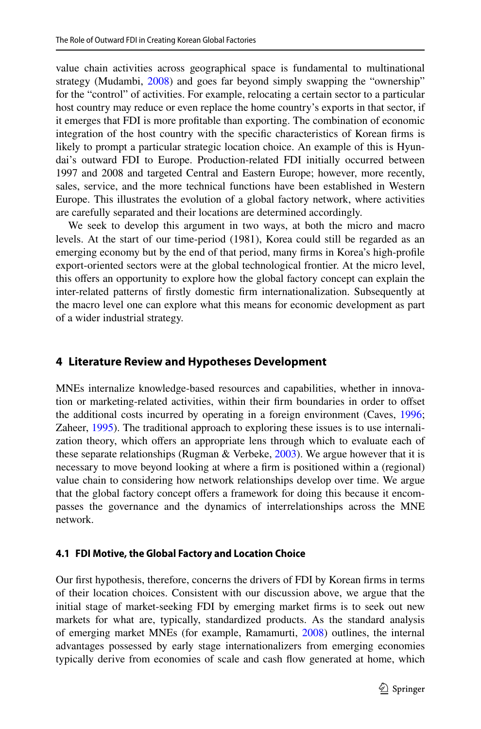value chain activities across geographical space is fundamental to multinational strategy (Mudambi, 2008) and goes far beyond simply swapping the "ownership" for the "control" of activities. For example, relocating a certain sector to a particular host country may reduce or even replace the home country's exports in that sector, if it emerges that FDI is more profitable than exporting. The combination of economic integration of the host country with the specific characteristics of Korean firms is likely to prompt a particular strategic location choice. An example of this is Hyundai's outward FDI to Europe. Production-related FDI initially occurred between 1997 and 2008 and targeted Central and Eastern Europe; however, more recently, sales, service, and the more technical functions have been established in Western Europe. This illustrates the evolution of a global factory network, where activities are carefully separated and their locations are determined accordingly.

We seek to develop this argument in two ways, at both the micro and macro levels. At the start of our time-period (1981), Korea could still be regarded as an emerging economy but by the end of that period, many firms in Korea's high-profile export-oriented sectors were at the global technological frontier. At the micro level, this offers an opportunity to explore how the global factory concept can explain the inter-related patterns of firstly domestic firm internationalization. Subsequently at the macro level one can explore what this means for economic development as part of a wider industrial strategy.

## 4 Literature Review and Hypotheses Development

MNEs internalize knowledge-based resources and capabilities, whether in innovation or marketing-related activities, within their firm boundaries in order to offset the additional costs incurred by operating in a foreign environment (Caves, 1996; Zaheer, 1995). The traditional approach to exploring these issues is to use internalization theory, which offers an appropriate lens through which to evaluate each of these separate relationships (Rugman & Verbeke, 2003). We argue however that it is necessary to move beyond looking at where a firm is positioned within a (regional) value chain to considering how network relationships develop over time. We argue that the global factory concept offers a framework for doing this because it encompasses the governance and the dynamics of interrelationships across the MNE network.

### 4.1 FDI Motive, the Global Factory and Location Choice

Our first hypothesis, therefore, concerns the drivers of FDI by Korean firms in terms of their location choices. Consistent with our discussion above, we argue that the initial stage of market-seeking FDI by emerging market firms is to seek out new markets for what are, typically, standardized products. As the standard analysis of emerging market MNEs (for example, Ramamurti, 2008) outlines, the internal advantages possessed by early stage internationalizers from emerging economies typically derive from economies of scale and cash flow generated at home, which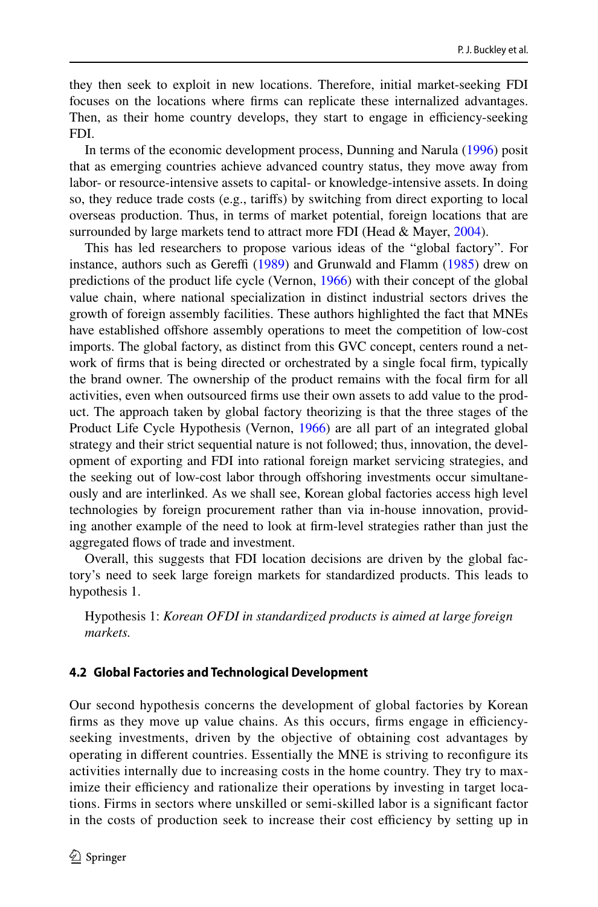they then seek to exploit in new locations. Therefore, initial market-seeking FDI focuses on the locations where firms can replicate these internalized advantages. Then, as their home country develops, they start to engage in efficiency-seeking FDI.

In terms of the economic development process, Dunning and Narula (1996) posit that as emerging countries achieve advanced country status, they move away from labor- or resource-intensive assets to capital- or knowledge-intensive assets. In doing so, they reduce trade costs (e.g., tariffs) by switching from direct exporting to local overseas production. Thus, in terms of market potential, foreign locations that are surrounded by large markets tend to attract more FDI (Head & Mayer, 2004).

This has led researchers to propose various ideas of the "global factory". For instance, authors such as Gereffi (1989) and Grunwald and Flamm (1985) drew on predictions of the product life cycle (Vernon, 1966) with their concept of the global value chain, where national specialization in distinct industrial sectors drives the growth of foreign assembly facilities. These authors highlighted the fact that MNEs have established offshore assembly operations to meet the competition of low-cost imports. The global factory, as distinct from this GVC concept, centers round a network of firms that is being directed or orchestrated by a single focal firm, typically the brand owner. The ownership of the product remains with the focal firm for all activities, even when outsourced firms use their own assets to add value to the product. The approach taken by global factory theorizing is that the three stages of the Product Life Cycle Hypothesis (Vernon, 1966) are all part of an integrated global strategy and their strict sequential nature is not followed; thus, innovation, the development of exporting and FDI into rational foreign market servicing strategies, and the seeking out of low-cost labor through offshoring investments occur simultaneously and are interlinked. As we shall see, Korean global factories access high level technologies by foreign procurement rather than via in-house innovation, providing another example of the need to look at firm-level strategies rather than just the aggregated flows of trade and investment.

Overall, this suggests that FDI location decisions are driven by the global factory's need to seek large foreign markets for standardized products. This leads to hypothesis 1.

Hypothesis 1: *Korean OFDI in standardized products is aimed at large foreign markets.*

### 4.2 Global Factories and Technological Development

Our second hypothesis concerns the development of global factories by Korean firms as they move up value chains. As this occurs, firms engage in efficiency-seeking investments, driven by the objective of obtaining cost advantages by operating in different countries. Essentially the MNE is striving to reconfigure its activities internally due to increasing costs in the home country. They try to maximize their efficiency and rationalize their operations by investing in target locations. Firms in sectors where unskilled or semi-skilled labor is a significant factor in the costs of production seek to increase their cost efficiency by setting up in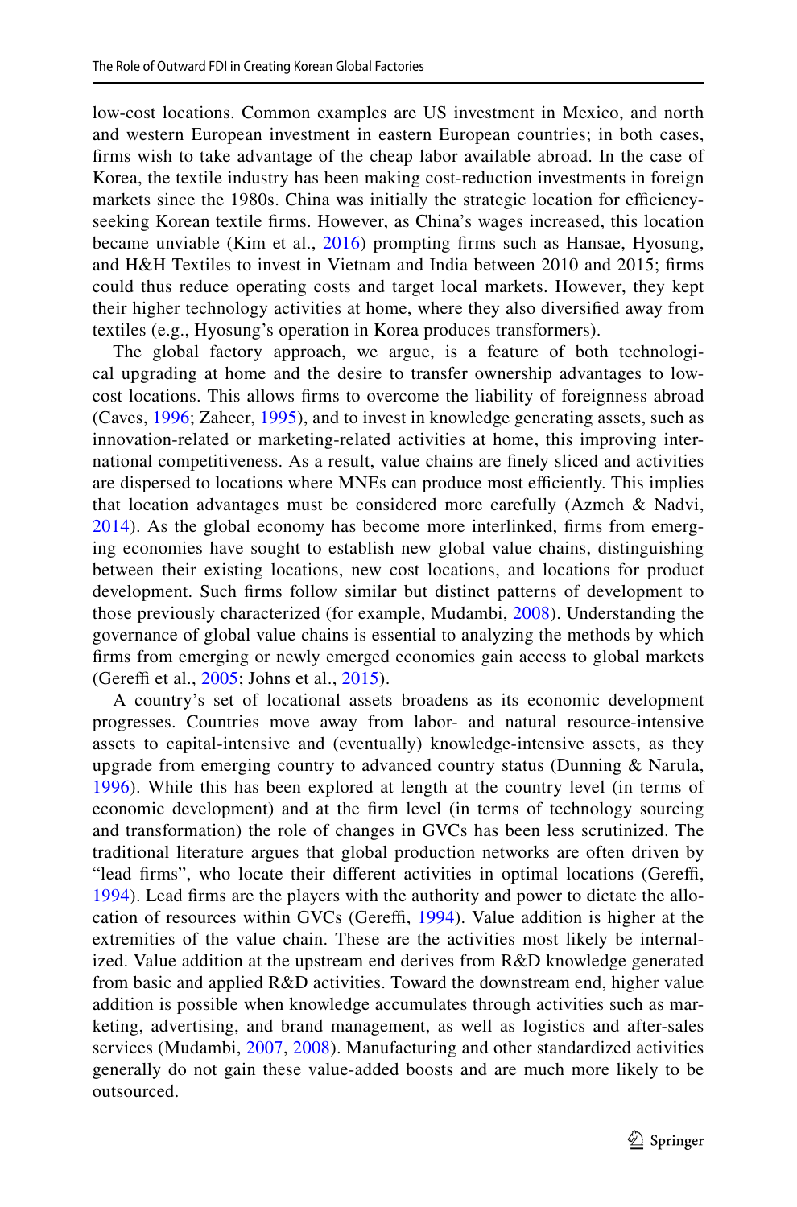low-cost locations. Common examples are US investment in Mexico, and north and western European investment in eastern European countries; in both cases, firms wish to take advantage of the cheap labor available abroad. In the case of Korea, the textile industry has been making cost-reduction investments in foreign markets since the 1980s. China was initially the strategic location for efficiency-seeking Korean textile firms. However, as China's wages increased, this location became unviable (Kim et al., 2016) prompting firms such as Hansae, Hyosung, and H&H Textiles to invest in Vietnam and India between 2010 and 2015; firms could thus reduce operating costs and target local markets. However, they kept their higher technology activities at home, where they also diversified away from textiles (e.g., Hyosung's operation in Korea produces transformers).

The global factory approach, we argue, is a feature of both technological upgrading at home and the desire to transfer ownership advantages to low-cost locations. This allows firms to overcome the liability of foreignness abroad (Caves, 1996; Zaheer, 1995), and to invest in knowledge generating assets, such as innovation-related or marketing-related activities at home, this improving international competitiveness. As a result, value chains are finely sliced and activities are dispersed to locations where MNEs can produce most efficiently. This implies that location advantages must be considered more carefully (Azmeh & Nadvi, 2014). As the global economy has become more interlinked, firms from emerging economies have sought to establish new global value chains, distinguishing between their existing locations, new cost locations, and locations for product development. Such firms follow similar but distinct patterns of development to those previously characterized (for example, Mudambi, 2008). Understanding the governance of global value chains is essential to analyzing the methods by which firms from emerging or newly emerged economies gain access to global markets (Gereffi et al., 2005; Johns et al., 2015).

A country's set of locational assets broadens as its economic development progresses. Countries move away from labor- and natural resource-intensive assets to capital-intensive and (eventually) knowledge-intensive assets, as they upgrade from emerging country to advanced country status (Dunning & Narula, 1996). While this has been explored at length at the country level (in terms of economic development) and at the firm level (in terms of technology sourcing and transformation) the role of changes in GVCs has been less scrutinized. The traditional literature argues that global production networks are often driven by "lead firms", who locate their different activities in optimal locations (Gereffi, 1994). Lead firms are the players with the authority and power to dictate the allocation of resources within GVCs (Gereffi, 1994). Value addition is higher at the extremities of the value chain. These are the activities most likely be internalized. Value addition at the upstream end derives from R&D knowledge generated from basic and applied R&D activities. Toward the downstream end, higher value addition is possible when knowledge accumulates through activities such as marketing, advertising, and brand management, as well as logistics and after-sales services (Mudambi, 2007, 2008). Manufacturing and other standardized activities generally do not gain these value-added boosts and are much more likely to be outsourced.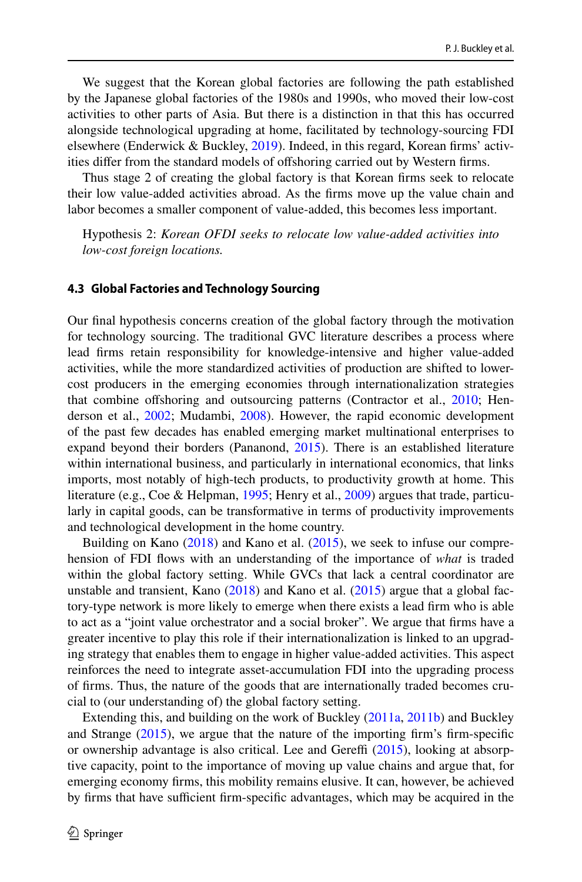We suggest that the Korean global factories are following the path established by the Japanese global factories of the 1980s and 1990s, who moved their low-cost activities to other parts of Asia. But there is a distinction in that this has occurred alongside technological upgrading at home, facilitated by technology-sourcing FDI elsewhere (Enderwick & Buckley, 2019). Indeed, in this regard, Korean firms' activities differ from the standard models of offshoring carried out by Western firms.

Thus stage 2 of creating the global factory is that Korean firms seek to relocate their low value-added activities abroad. As the firms move up the value chain and labor becomes a smaller component of value-added, this becomes less important.

Hypothesis 2: *Korean OFDI seeks to relocate low value-added activities into low-cost foreign locations.*

### 4.3 Global Factories and Technology Sourcing

Our final hypothesis concerns creation of the global factory through the motivation for technology sourcing. The traditional GVC literature describes a process where lead firms retain responsibility for knowledge-intensive and higher value-added activities, while the more standardized activities of production are shifted to lower-cost producers in the emerging economies through internationalization strategies that combine offshoring and outsourcing patterns (Contractor et al., 2010; Henderson et al., 2002; Mudambi, 2008). However, the rapid economic development of the past few decades has enabled emerging market multinational enterprises to expand beyond their borders (Pananond, 2015). There is an established literature within international business, and particularly in international economics, that links imports, most notably of high-tech products, to productivity growth at home. This literature (e.g., Coe & Helpman, 1995; Henry et al., 2009) argues that trade, particularly in capital goods, can be transformative in terms of productivity improvements and technological development in the home country.

Building on Kano (2018) and Kano et al. (2015), we seek to infuse our comprehension of FDI flows with an understanding of the importance of *what* is traded within the global factory setting. While GVCs that lack a central coordinator are unstable and transient, Kano (2018) and Kano et al. (2015) argue that a global factory-type network is more likely to emerge when there exists a lead firm who is able to act as a "joint value orchestrator and a social broker". We argue that firms have a greater incentive to play this role if their internationalization is linked to an upgrading strategy that enables them to engage in higher value-added activities. This aspect reinforces the need to integrate asset-accumulation FDI into the upgrading process of firms. Thus, the nature of the goods that are internationally traded becomes crucial to (our understanding of) the global factory setting.

Extending this, and building on the work of Buckley (2011a, 2011b) and Buckley and Strange (2015), we argue that the nature of the importing firm's firm-specific or ownership advantage is also critical. Lee and Gereffi (2015), looking at absorptive capacity, point to the importance of moving up value chains and argue that, for emerging economy firms, this mobility remains elusive. It can, however, be achieved by firms that have sufficient firm-specific advantages, which may be acquired in the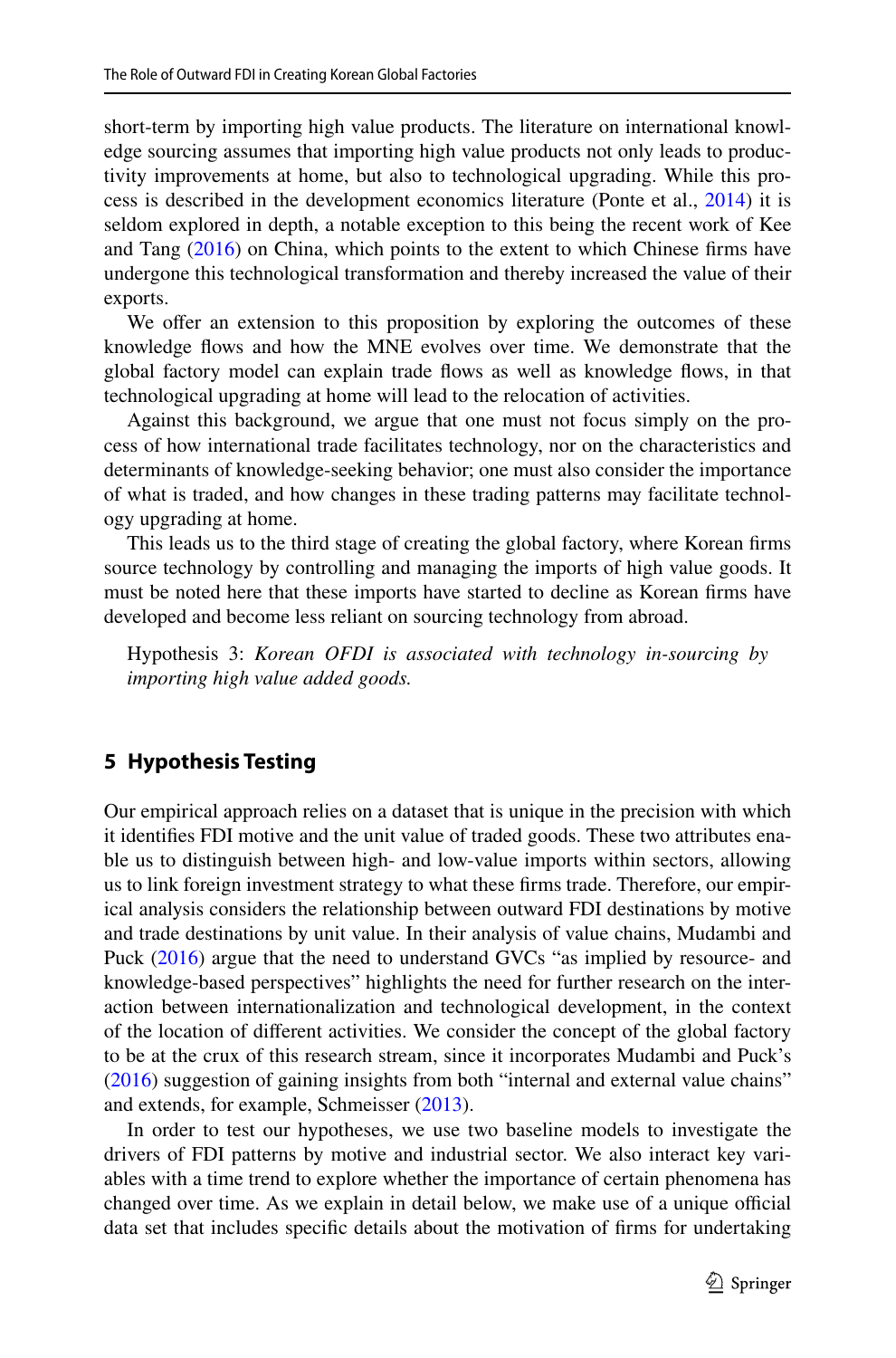short-term by importing high value products. The literature on international knowledge sourcing assumes that importing high value products not only leads to productivity improvements at home, but also to technological upgrading. While this process is described in the development economics literature (Ponte et al., 2014) it is seldom explored in depth, a notable exception to this being the recent work of Kee and Tang (2016) on China, which points to the extent to which Chinese firms have undergone this technological transformation and thereby increased the value of their exports.

We offer an extension to this proposition by exploring the outcomes of these knowledge flows and how the MNE evolves over time. We demonstrate that the global factory model can explain trade flows as well as knowledge flows, in that technological upgrading at home will lead to the relocation of activities.

Against this background, we argue that one must not focus simply on the process of how international trade facilitates technology, nor on the characteristics and determinants of knowledge-seeking behavior; one must also consider the importance of what is traded, and how changes in these trading patterns may facilitate technology upgrading at home.

This leads us to the third stage of creating the global factory, where Korean firms source technology by controlling and managing the imports of high value goods. It must be noted here that these imports have started to decline as Korean firms have developed and become less reliant on sourcing technology from abroad.

> Hypothesis 3: *Korean OFDI is associated with technology in-sourcing by importing high value added goods.*

## 5 Hypothesis Testing

Our empirical approach relies on a dataset that is unique in the precision with which it identifies FDI motive and the unit value of traded goods. These two attributes enable us to distinguish between high- and low-value imports within sectors, allowing us to link foreign investment strategy to what these firms trade. Therefore, our empirical analysis considers the relationship between outward FDI destinations by motive and trade destinations by unit value. In their analysis of value chains, Mudambi and Puck (2016) argue that the need to understand GVCs "as implied by resource- and knowledge-based perspectives" highlights the need for further research on the interaction between internationalization and technological development, in the context of the location of different activities. We consider the concept of the global factory to be at the crux of this research stream, since it incorporates Mudambi and Puck's (2016) suggestion of gaining insights from both "internal and external value chains" and extends, for example, Schmeisser (2013).

In order to test our hypotheses, we use two baseline models to investigate the drivers of FDI patterns by motive and industrial sector. We also interact key variables with a time trend to explore whether the importance of certain phenomena has changed over time. As we explain in detail below, we make use of a unique official data set that includes specific details about the motivation of firms for undertaking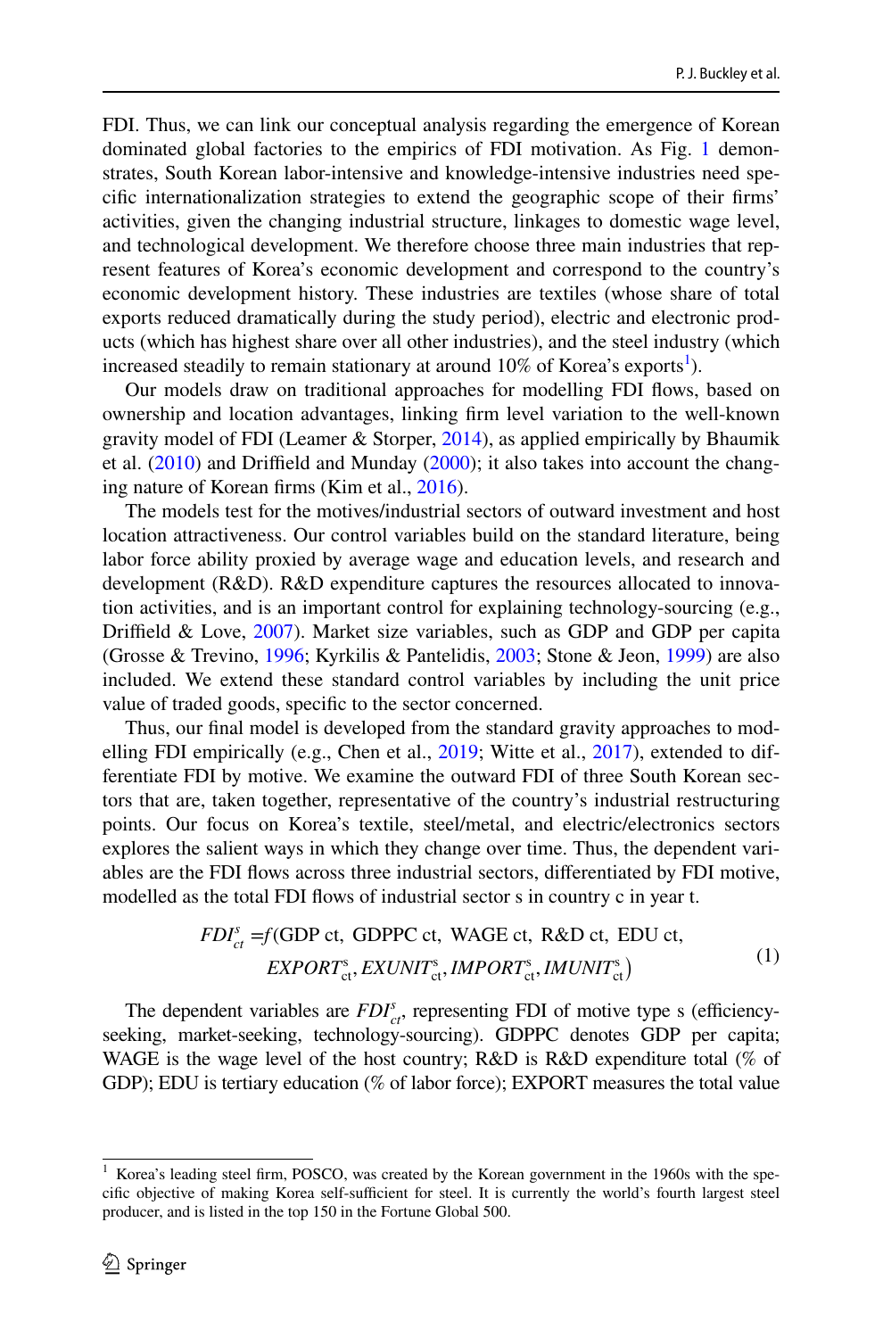FDI. Thus, we can link our conceptual analysis regarding the emergence of Korean dominated global factories to the empirics of FDI motivation. As Fig. 1 demonstrates, South Korean labor-intensive and knowledge-intensive industries need specific internationalization strategies to extend the geographic scope of their firms' activities, given the changing industrial structure, linkages to domestic wage level, and technological development. We therefore choose three main industries that represent features of Korea's economic development and correspond to the country's economic development history. These industries are textiles (whose share of total exports reduced dramatically during the study period), electric and electronic products (which has highest share over all other industries), and the steel industry (which increased steadily to remain stationary at around 10% of Korea's exports[1]).

Our models draw on traditional approaches for modelling FDI flows, based on ownership and location advantages, linking firm level variation to the well-known gravity model of FDI (Leamer & Storper, 2014), as applied empirically by Bhaumik et al. (2010) and Driffield and Munday (2000); it also takes into account the changing nature of Korean firms (Kim et al., 2016).

The models test for the motives/industrial sectors of outward investment and host location attractiveness. Our control variables build on the standard literature, being labor force ability proxied by average wage and education levels, and research and development (R&D). R&D expenditure captures the resources allocated to innovation activities, and is an important control for explaining technology-sourcing (e.g., Driffield & Love, 2007). Market size variables, such as GDP and GDP per capita (Grosse & Trevino, 1996; Kyrkilis & Pantelidis, 2003; Stone & Jeon, 1999) are also included. We extend these standard control variables by including the unit price value of traded goods, specific to the sector concerned.

Thus, our final model is developed from the standard gravity approaches to modelling FDI empirically (e.g., Chen et al., 2019; Witte et al., 2017), extended to differentiate FDI by motive. We examine the outward FDI of three South Korean sectors that are, taken together, representative of the country's industrial restructuring points. Our focus on Korea's textile, steel/metal, and electric/electronics sectors explores the salient ways in which they change over time. Thus, the dependent variables are the FDI flows across three industrial sectors, differentiated by FDI motive, modelled as the total FDI flows of industrial sector s in country c in year t.

$$FDI^{s}_{ct} = f(\text{GDP ct},\ \text{GDPPC ct},\ \text{WAGE ct},\ \text{R\&D ct},\ \text{EDU ct},\ EXPORT^{s}_{ct}, EXUNIT^{s}_{ct}, IMPORT^{s}_{ct}, IMUNIT^{s}_{ct}) \tag{1}$$

The dependent variables are $FDI^{s}_{ct}$, representing FDI of motive type s (efficiency-seeking, market-seeking, technology-sourcing). GDPPC denotes GDP per capita; WAGE is the wage level of the host country; R&D is R&D expenditure total (% of GDP); EDU is tertiary education (% of labor force); EXPORT measures the total value

[1] Korea's leading steel firm, POSCO, was created by the Korean government in the 1960s with the specific objective of making Korea self-sufficient for steel. It is currently the world's fourth largest steel producer, and is listed in the top 150 in the Fortune Global 500.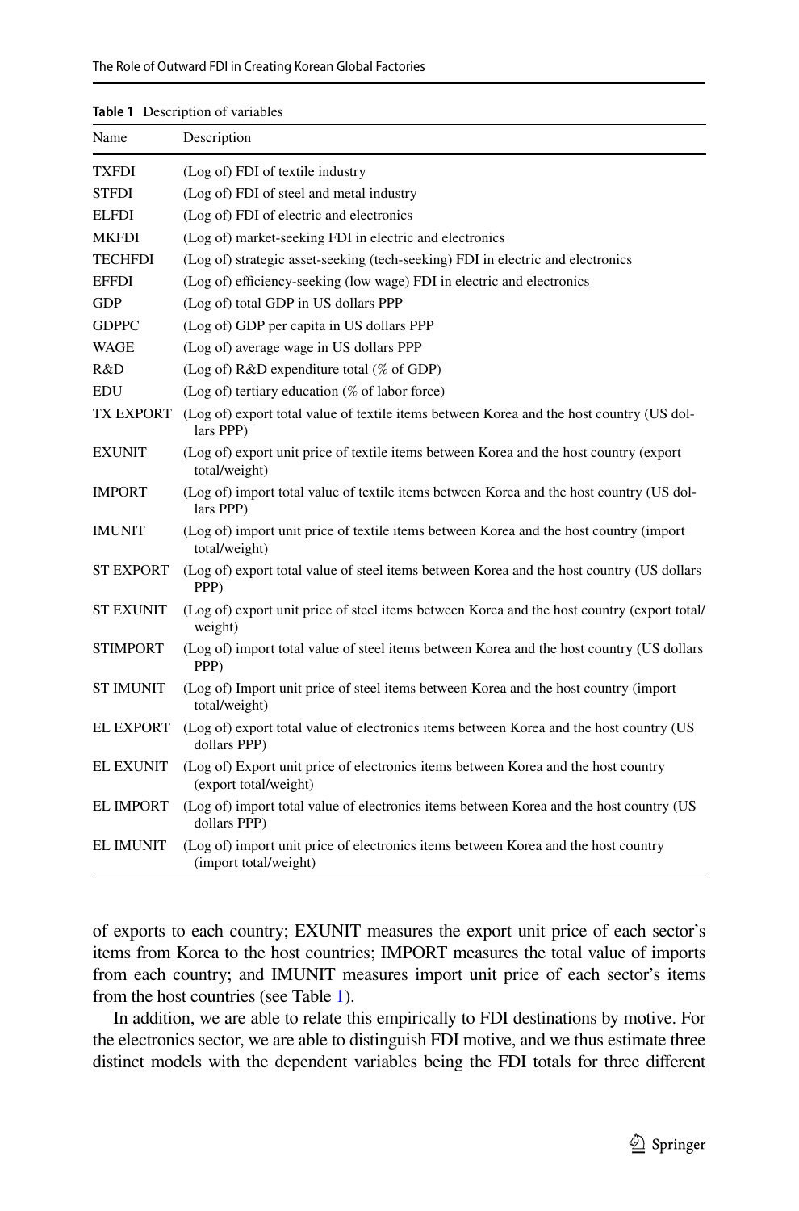**Table 1** Description of variables

| Name | Description |
|---|---|
| TXFDI | (Log of) FDI of textile industry |
| STFDI | (Log of) FDI of steel and metal industry |
| ELFDI | (Log of) FDI of electric and electronics |
| MKFDI | (Log of) market-seeking FDI in electric and electronics |
| TECHFDI | (Log of) strategic asset-seeking (tech-seeking) FDI in electric and electronics |
| EFFDI | (Log of) efficiency-seeking (low wage) FDI in electric and electronics |
| GDP | (Log of) total GDP in US dollars PPP |
| GDPPC | (Log of) GDP per capita in US dollars PPP |
| WAGE | (Log of) average wage in US dollars PPP |
| R&D | (Log of) R&D expenditure total (% of GDP) |
| EDU | (Log of) tertiary education (% of labor force) |
| TX EXPORT | (Log of) export total value of textile items between Korea and the host country (US dollars PPP) |
| EXUNIT | (Log of) export unit price of textile items between Korea and the host country (export total/weight) |
| IMPORT | (Log of) import total value of textile items between Korea and the host country (US dollars PPP) |
| IMUNIT | (Log of) import unit price of textile items between Korea and the host country (import total/weight) |
| ST EXPORT | (Log of) export total value of steel items between Korea and the host country (US dollars PPP) |
| ST EXUNIT | (Log of) export unit price of steel items between Korea and the host country (export total/weight) |
| STIMPORT | (Log of) import total value of steel items between Korea and the host country (US dollars PPP) |
| ST IMUNIT | (Log of) Import unit price of steel items between Korea and the host country (import total/weight) |
| EL EXPORT | (Log of) export total value of electronics items between Korea and the host country (US dollars PPP) |
| EL EXUNIT | (Log of) Export unit price of electronics items between Korea and the host country (export total/weight) |
| EL IMPORT | (Log of) import total value of electronics items between Korea and the host country (US dollars PPP) |
| EL IMUNIT | (Log of) import unit price of electronics items between Korea and the host country (import total/weight) |

of exports to each country; EXUNIT measures the export unit price of each sector's items from Korea to the host countries; IMPORT measures the total value of imports from each country; and IMUNIT measures import unit price of each sector's items from the host countries (see Table 1).

In addition, we are able to relate this empirically to FDI destinations by motive. For the electronics sector, we are able to distinguish FDI motive, and we thus estimate three distinct models with the dependent variables being the FDI totals for three different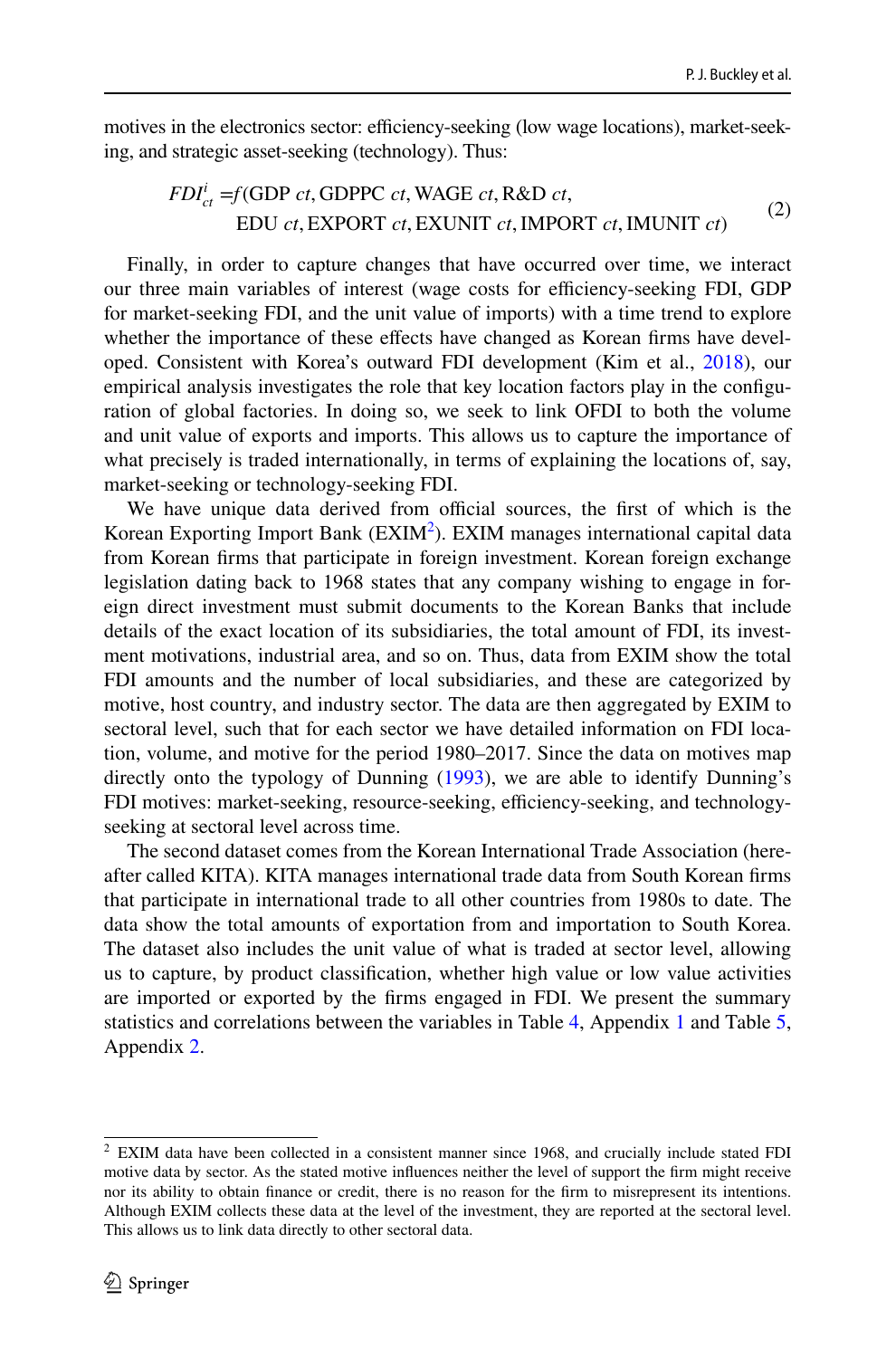motives in the electronics sector: efficiency-seeking (low wage locations), market-seeking, and strategic asset-seeking (technology). Thus:

$$FDI_{ct}^{i} = f(\text{GDP } ct, \text{GDPPC } ct, \text{WAGE } ct, \text{R\&D } ct, \\ \text{EDU } ct, \text{EXPORT } ct, \text{EXUNIT } ct, \text{IMPORT } ct, \text{IMUNIT } ct) \tag{2}$$

Finally, in order to capture changes that have occurred over time, we interact our three main variables of interest (wage costs for efficiency-seeking FDI, GDP for market-seeking FDI, and the unit value of imports) with a time trend to explore whether the importance of these effects have changed as Korean firms have developed. Consistent with Korea's outward FDI development (Kim et al., 2018), our empirical analysis investigates the role that key location factors play in the configuration of global factories. In doing so, we seek to link OFDI to both the volume and unit value of exports and imports. This allows us to capture the importance of what precisely is traded internationally, in terms of explaining the locations of, say, market-seeking or technology-seeking FDI.

We have unique data derived from official sources, the first of which is the Korean Exporting Import Bank (EXIM[2]). EXIM manages international capital data from Korean firms that participate in foreign investment. Korean foreign exchange legislation dating back to 1968 states that any company wishing to engage in foreign direct investment must submit documents to the Korean Banks that include details of the exact location of its subsidiaries, the total amount of FDI, its investment motivations, industrial area, and so on. Thus, data from EXIM show the total FDI amounts and the number of local subsidiaries, and these are categorized by motive, host country, and industry sector. The data are then aggregated by EXIM to sectoral level, such that for each sector we have detailed information on FDI location, volume, and motive for the period 1980–2017. Since the data on motives map directly onto the typology of Dunning (1993), we are able to identify Dunning's FDI motives: market-seeking, resource-seeking, efficiency-seeking, and technology-seeking at sectoral level across time.

The second dataset comes from the Korean International Trade Association (hereafter called KITA). KITA manages international trade data from South Korean firms that participate in international trade to all other countries from 1980s to date. The data show the total amounts of exportation from and importation to South Korea. The dataset also includes the unit value of what is traded at sector level, allowing us to capture, by product classification, whether high value or low value activities are imported or exported by the firms engaged in FDI. We present the summary statistics and correlations between the variables in Table 4, Appendix 1 and Table 5, Appendix 2.

---

[2] EXIM data have been collected in a consistent manner since 1968, and crucially include stated FDI motive data by sector. As the stated motive influences neither the level of support the firm might receive nor its ability to obtain finance or credit, there is no reason for the firm to misrepresent its intentions. Although EXIM collects these data at the level of the investment, they are reported at the sectoral level. This allows us to link data directly to other sectoral data.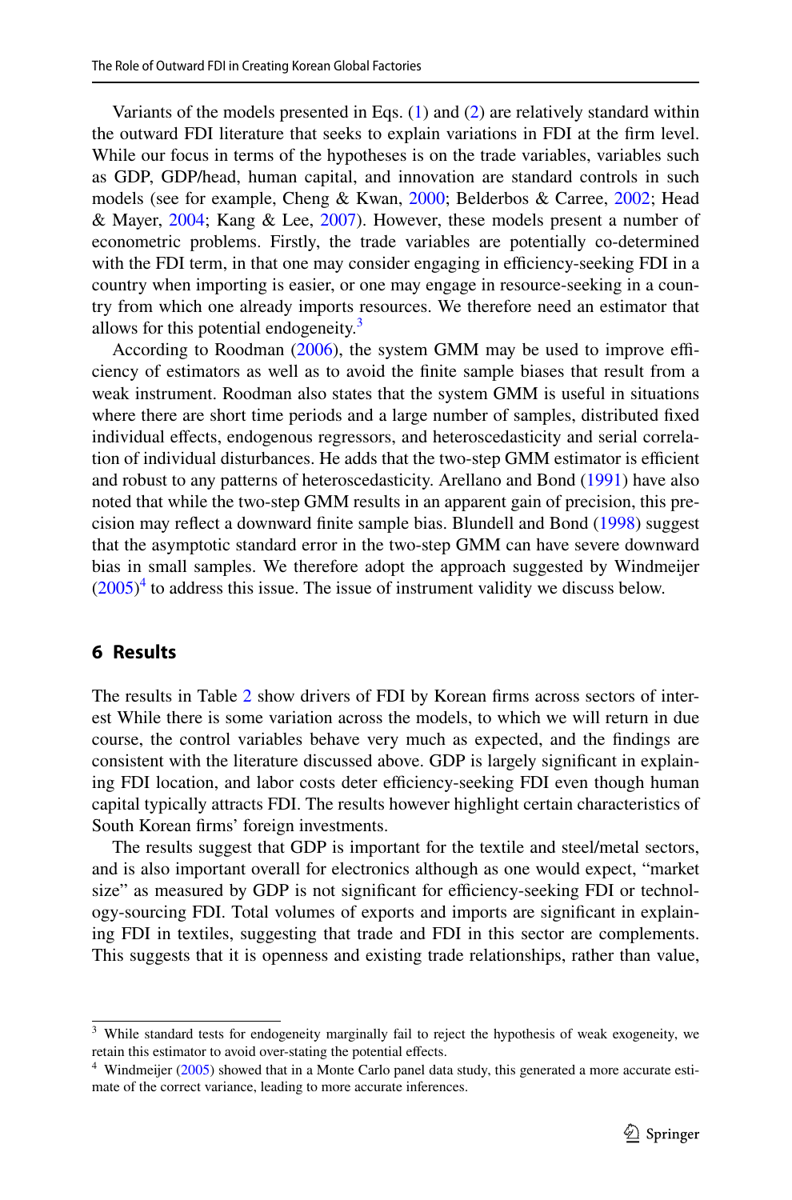Variants of the models presented in Eqs. (1) and (2) are relatively standard within the outward FDI literature that seeks to explain variations in FDI at the firm level. While our focus in terms of the hypotheses is on the trade variables, variables such as GDP, GDP/head, human capital, and innovation are standard controls in such models (see for example, Cheng & Kwan, 2000; Belderbos & Carree, 2002; Head & Mayer, 2004; Kang & Lee, 2007). However, these models present a number of econometric problems. Firstly, the trade variables are potentially co-determined with the FDI term, in that one may consider engaging in efficiency-seeking FDI in a country when importing is easier, or one may engage in resource-seeking in a country from which one already imports resources. We therefore need an estimator that allows for this potential endogeneity.[3]

According to Roodman (2006), the system GMM may be used to improve efficiency of estimators as well as to avoid the finite sample biases that result from a weak instrument. Roodman also states that the system GMM is useful in situations where there are short time periods and a large number of samples, distributed fixed individual effects, endogenous regressors, and heteroscedasticity and serial correlation of individual disturbances. He adds that the two-step GMM estimator is efficient and robust to any patterns of heteroscedasticity. Arellano and Bond (1991) have also noted that while the two-step GMM results in an apparent gain of precision, this precision may reflect a downward finite sample bias. Blundell and Bond (1998) suggest that the asymptotic standard error in the two-step GMM can have severe downward bias in small samples. We therefore adopt the approach suggested by Windmeijer (2005)[4] to address this issue. The issue of instrument validity we discuss below.

## 6 Results

The results in Table 2 show drivers of FDI by Korean firms across sectors of interest While there is some variation across the models, to which we will return in due course, the control variables behave very much as expected, and the findings are consistent with the literature discussed above. GDP is largely significant in explaining FDI location, and labor costs deter efficiency-seeking FDI even though human capital typically attracts FDI. The results however highlight certain characteristics of South Korean firms' foreign investments.

The results suggest that GDP is important for the textile and steel/metal sectors, and is also important overall for electronics although as one would expect, "market size" as measured by GDP is not significant for efficiency-seeking FDI or technology-sourcing FDI. Total volumes of exports and imports are significant in explaining FDI in textiles, suggesting that trade and FDI in this sector are complements. This suggests that it is openness and existing trade relationships, rather than value,

[3] While standard tests for endogeneity marginally fail to reject the hypothesis of weak exogeneity, we retain this estimator to avoid over-stating the potential effects.

[4] Windmeijer (2005) showed that in a Monte Carlo panel data study, this generated a more accurate estimate of the correct variance, leading to more accurate inferences.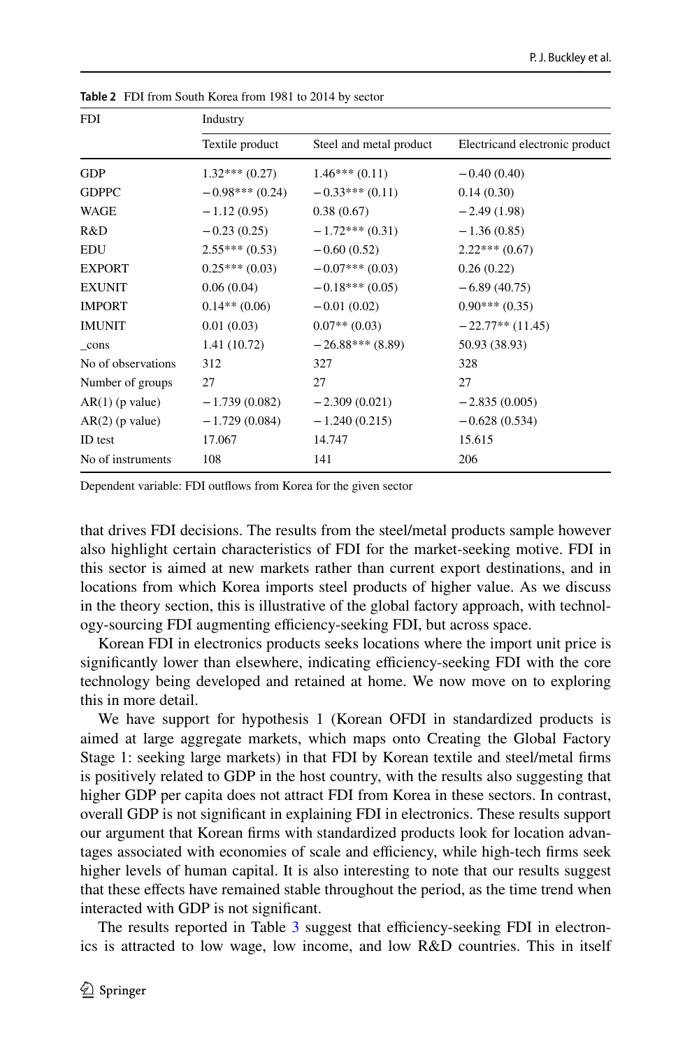**Table 2** FDI from South Korea from 1981 to 2014 by sector

| FDI | Industry | | |
|---|---|---|---|
| | Textile product | Steel and metal product | Electricand electronic product |
| GDP | 1.32*** (0.27) | 1.46*** (0.11) | −0.40 (0.40) |
| GDPPC | −0.98*** (0.24) | −0.33*** (0.11) | 0.14 (0.30) |
| WAGE | −1.12 (0.95) | 0.38 (0.67) | −2.49 (1.98) |
| R&D | −0.23 (0.25) | −1.72*** (0.31) | −1.36 (0.85) |
| EDU | 2.55*** (0.53) | −0.60 (0.52) | 2.22*** (0.67) |
| EXPORT | 0.25*** (0.03) | −0.07*** (0.03) | 0.26 (0.22) |
| EXUNIT | 0.06 (0.04) | −0.18*** (0.05) | −6.89 (40.75) |
| IMPORT | 0.14** (0.06) | −0.01 (0.02) | 0.90*** (0.35) |
| IMUNIT | 0.01 (0.03) | 0.07** (0.03) | −22.77** (11.45) |
| _cons | 1.41 (10.72) | −26.88*** (8.89) | 50.93 (38.93) |
| No of observations | 312 | 327 | 328 |
| Number of groups | 27 | 27 | 27 |
| AR(1) (p value) | −1.739 (0.082) | −2.309 (0.021) | −2.835 (0.005) |
| AR(2) (p value) | −1.729 (0.084) | −1.240 (0.215) | −0.628 (0.534) |
| ID test | 17.067 | 14.747 | 15.615 |
| No of instruments | 108 | 141 | 206 |

Dependent variable: FDI outflows from Korea for the given sector

that drives FDI decisions. The results from the steel/metal products sample however also highlight certain characteristics of FDI for the market-seeking motive. FDI in this sector is aimed at new markets rather than current export destinations, and in locations from which Korea imports steel products of higher value. As we discuss in the theory section, this is illustrative of the global factory approach, with technology-sourcing FDI augmenting efficiency-seeking FDI, but across space.

Korean FDI in electronics products seeks locations where the import unit price is significantly lower than elsewhere, indicating efficiency-seeking FDI with the core technology being developed and retained at home. We now move on to exploring this in more detail.

We have support for hypothesis 1 (Korean OFDI in standardized products is aimed at large aggregate markets, which maps onto Creating the Global Factory Stage 1: seeking large markets) in that FDI by Korean textile and steel/metal firms is positively related to GDP in the host country, with the results also suggesting that higher GDP per capita does not attract FDI from Korea in these sectors. In contrast, overall GDP is not significant in explaining FDI in electronics. These results support our argument that Korean firms with standardized products look for location advantages associated with economies of scale and efficiency, while high-tech firms seek higher levels of human capital. It is also interesting to note that our results suggest that these effects have remained stable throughout the period, as the time trend when interacted with GDP is not significant.

The results reported in Table 3 suggest that efficiency-seeking FDI in electronics is attracted to low wage, low income, and low R&D countries. This in itself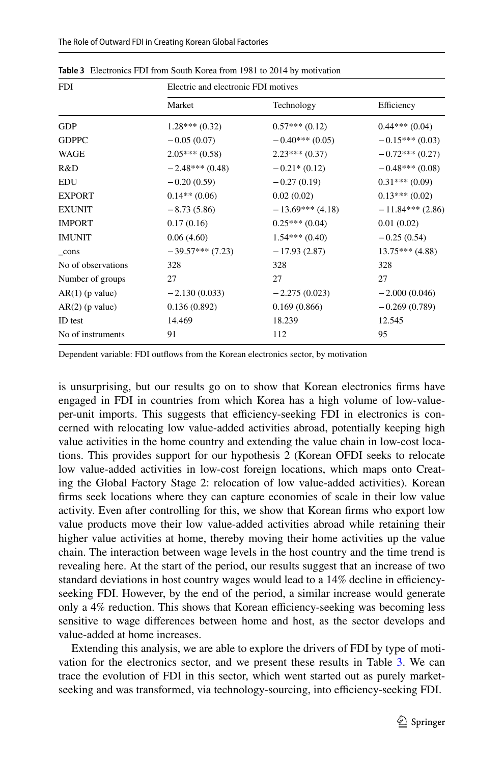**Table 3** Electronics FDI from South Korea from 1981 to 2014 by motivation

| FDI | Electric and electronic FDI motives | | |
|---|---|---|---|
| | Market | Technology | Efficiency |
| GDP | 1.28*** (0.32) | 0.57*** (0.12) | 0.44*** (0.04) |
| GDPPC | −0.05 (0.07) | −0.40*** (0.05) | −0.15*** (0.03) |
| WAGE | 2.05*** (0.58) | 2.23*** (0.37) | −0.72*** (0.27) |
| R&D | −2.48*** (0.48) | −0.21* (0.12) | −0.48*** (0.08) |
| EDU | −0.20 (0.59) | −0.27 (0.19) | 0.31*** (0.09) |
| EXPORT | 0.14** (0.06) | 0.02 (0.02) | 0.13*** (0.02) |
| EXUNIT | −8.73 (5.86) | −13.69*** (4.18) | −11.84*** (2.86) |
| IMPORT | 0.17 (0.16) | 0.25*** (0.04) | 0.01 (0.02) |
| IMUNIT | 0.06 (4.60) | 1.54*** (0.40) | −0.25 (0.54) |
| _cons | −39.57*** (7.23) | −17.93 (2.87) | 13.75*** (4.88) |
| No of observations | 328 | 328 | 328 |
| Number of groups | 27 | 27 | 27 |
| AR(1) (p value) | −2.130 (0.033) | −2.275 (0.023) | −2.000 (0.046) |
| AR(2) (p value) | 0.136 (0.892) | 0.169 (0.866) | −0.269 (0.789) |
| ID test | 14.469 | 18.239 | 12.545 |
| No of instruments | 91 | 112 | 95 |

Dependent variable: FDI outflows from the Korean electronics sector, by motivation

is unsurprising, but our results go on to show that Korean electronics firms have engaged in FDI in countries from which Korea has a high volume of low-value-per-unit imports. This suggests that efficiency-seeking FDI in electronics is concerned with relocating low value-added activities abroad, potentially keeping high value activities in the home country and extending the value chain in low-cost locations. This provides support for our hypothesis 2 (Korean OFDI seeks to relocate low value-added activities in low-cost foreign locations, which maps onto Creating the Global Factory Stage 2: relocation of low value-added activities). Korean firms seek locations where they can capture economies of scale in their low value activity. Even after controlling for this, we show that Korean firms who export low value products move their low value-added activities abroad while retaining their higher value activities at home, thereby moving their home activities up the value chain. The interaction between wage levels in the host country and the time trend is revealing here. At the start of the period, our results suggest that an increase of two standard deviations in host country wages would lead to a 14% decline in efficiency-seeking FDI. However, by the end of the period, a similar increase would generate only a 4% reduction. This shows that Korean efficiency-seeking was becoming less sensitive to wage differences between home and host, as the sector develops and value-added at home increases.

Extending this analysis, we are able to explore the drivers of FDI by type of motivation for the electronics sector, and we present these results in Table 3. We can trace the evolution of FDI in this sector, which went started out as purely market-seeking and was transformed, via technology-sourcing, into efficiency-seeking FDI.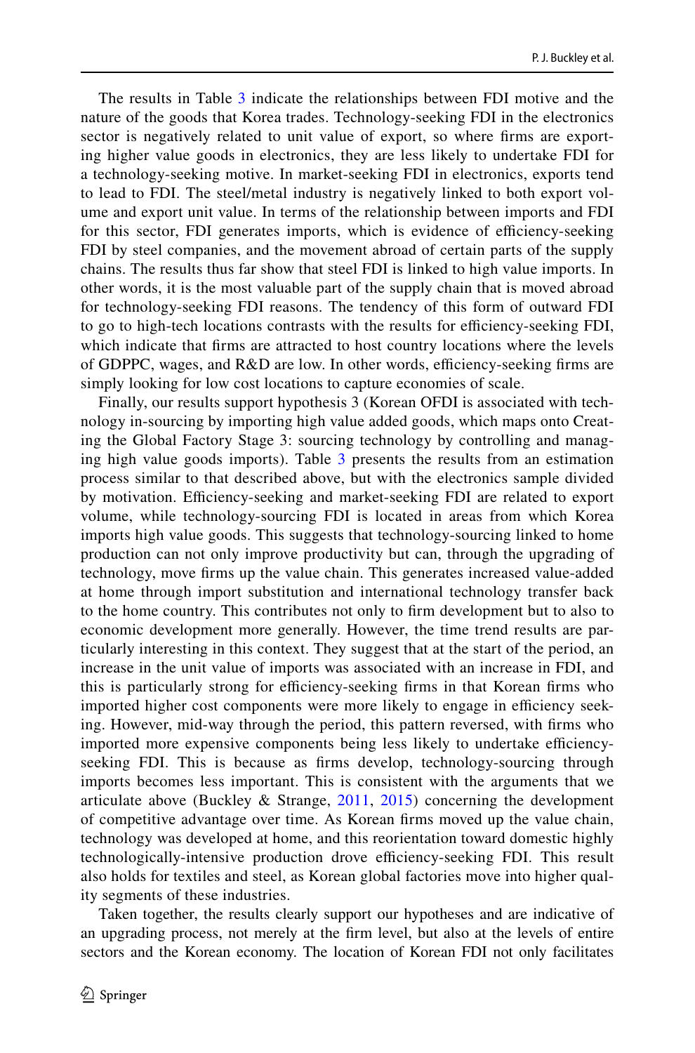The results in Table 3 indicate the relationships between FDI motive and the nature of the goods that Korea trades. Technology-seeking FDI in the electronics sector is negatively related to unit value of export, so where firms are exporting higher value goods in electronics, they are less likely to undertake FDI for a technology-seeking motive. In market-seeking FDI in electronics, exports tend to lead to FDI. The steel/metal industry is negatively linked to both export volume and export unit value. In terms of the relationship between imports and FDI for this sector, FDI generates imports, which is evidence of efficiency-seeking FDI by steel companies, and the movement abroad of certain parts of the supply chains. The results thus far show that steel FDI is linked to high value imports. In other words, it is the most valuable part of the supply chain that is moved abroad for technology-seeking FDI reasons. The tendency of this form of outward FDI to go to high-tech locations contrasts with the results for efficiency-seeking FDI, which indicate that firms are attracted to host country locations where the levels of GDPPC, wages, and R&D are low. In other words, efficiency-seeking firms are simply looking for low cost locations to capture economies of scale.

Finally, our results support hypothesis 3 (Korean OFDI is associated with technology in-sourcing by importing high value added goods, which maps onto Creating the Global Factory Stage 3: sourcing technology by controlling and managing high value goods imports). Table 3 presents the results from an estimation process similar to that described above, but with the electronics sample divided by motivation. Efficiency-seeking and market-seeking FDI are related to export volume, while technology-sourcing FDI is located in areas from which Korea imports high value goods. This suggests that technology-sourcing linked to home production can not only improve productivity but can, through the upgrading of technology, move firms up the value chain. This generates increased value-added at home through import substitution and international technology transfer back to the home country. This contributes not only to firm development but to also to economic development more generally. However, the time trend results are particularly interesting in this context. They suggest that at the start of the period, an increase in the unit value of imports was associated with an increase in FDI, and this is particularly strong for efficiency-seeking firms in that Korean firms who imported higher cost components were more likely to engage in efficiency seeking. However, mid-way through the period, this pattern reversed, with firms who imported more expensive components being less likely to undertake efficiency-seeking FDI. This is because as firms develop, technology-sourcing through imports becomes less important. This is consistent with the arguments that we articulate above (Buckley & Strange, 2011, 2015) concerning the development of competitive advantage over time. As Korean firms moved up the value chain, technology was developed at home, and this reorientation toward domestic highly technologically-intensive production drove efficiency-seeking FDI. This result also holds for textiles and steel, as Korean global factories move into higher quality segments of these industries.

Taken together, the results clearly support our hypotheses and are indicative of an upgrading process, not merely at the firm level, but also at the levels of entire sectors and the Korean economy. The location of Korean FDI not only facilitates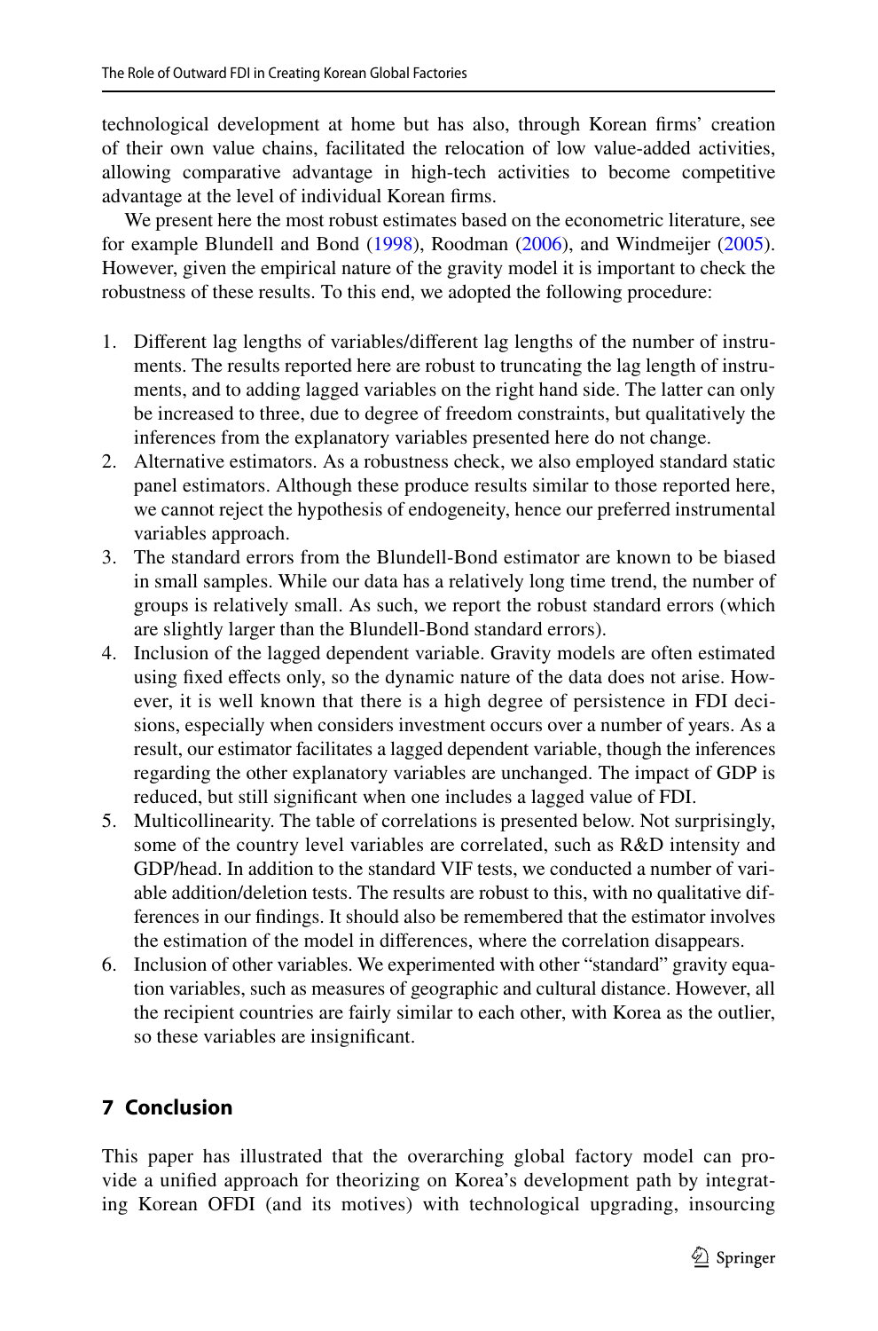technological development at home but has also, through Korean firms' creation of their own value chains, facilitated the relocation of low value-added activities, allowing comparative advantage in high-tech activities to become competitive advantage at the level of individual Korean firms.

We present here the most robust estimates based on the econometric literature, see for example Blundell and Bond (1998), Roodman (2006), and Windmeijer (2005). However, given the empirical nature of the gravity model it is important to check the robustness of these results. To this end, we adopted the following procedure:

1. Different lag lengths of variables/different lag lengths of the number of instruments. The results reported here are robust to truncating the lag length of instruments, and to adding lagged variables on the right hand side. The latter can only be increased to three, due to degree of freedom constraints, but qualitatively the inferences from the explanatory variables presented here do not change.
2. Alternative estimators. As a robustness check, we also employed standard static panel estimators. Although these produce results similar to those reported here, we cannot reject the hypothesis of endogeneity, hence our preferred instrumental variables approach.
3. The standard errors from the Blundell-Bond estimator are known to be biased in small samples. While our data has a relatively long time trend, the number of groups is relatively small. As such, we report the robust standard errors (which are slightly larger than the Blundell-Bond standard errors).
4. Inclusion of the lagged dependent variable. Gravity models are often estimated using fixed effects only, so the dynamic nature of the data does not arise. However, it is well known that there is a high degree of persistence in FDI decisions, especially when considers investment occurs over a number of years. As a result, our estimator facilitates a lagged dependent variable, though the inferences regarding the other explanatory variables are unchanged. The impact of GDP is reduced, but still significant when one includes a lagged value of FDI.
5. Multicollinearity. The table of correlations is presented below. Not surprisingly, some of the country level variables are correlated, such as R&D intensity and GDP/head. In addition to the standard VIF tests, we conducted a number of variable addition/deletion tests. The results are robust to this, with no qualitative differences in our findings. It should also be remembered that the estimator involves the estimation of the model in differences, where the correlation disappears.
6. Inclusion of other variables. We experimented with other "standard" gravity equation variables, such as measures of geographic and cultural distance. However, all the recipient countries are fairly similar to each other, with Korea as the outlier, so these variables are insignificant.

## 7 Conclusion

This paper has illustrated that the overarching global factory model can provide a unified approach for theorizing on Korea's development path by integrating Korean OFDI (and its motives) with technological upgrading, insourcing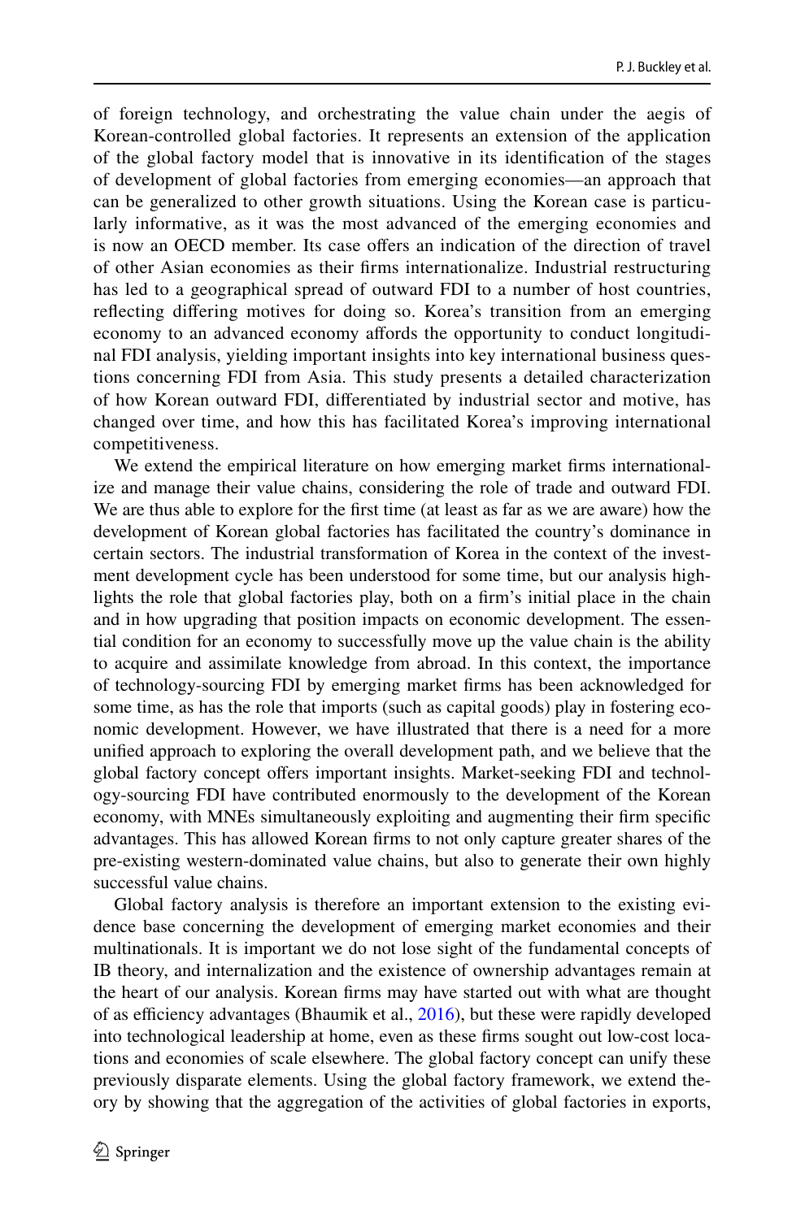of foreign technology, and orchestrating the value chain under the aegis of Korean-controlled global factories. It represents an extension of the application of the global factory model that is innovative in its identification of the stages of development of global factories from emerging economies—an approach that can be generalized to other growth situations. Using the Korean case is particularly informative, as it was the most advanced of the emerging economies and is now an OECD member. Its case offers an indication of the direction of travel of other Asian economies as their firms internationalize. Industrial restructuring has led to a geographical spread of outward FDI to a number of host countries, reflecting differing motives for doing so. Korea's transition from an emerging economy to an advanced economy affords the opportunity to conduct longitudinal FDI analysis, yielding important insights into key international business questions concerning FDI from Asia. This study presents a detailed characterization of how Korean outward FDI, differentiated by industrial sector and motive, has changed over time, and how this has facilitated Korea's improving international competitiveness.

We extend the empirical literature on how emerging market firms internationalize and manage their value chains, considering the role of trade and outward FDI. We are thus able to explore for the first time (at least as far as we are aware) how the development of Korean global factories has facilitated the country's dominance in certain sectors. The industrial transformation of Korea in the context of the investment development cycle has been understood for some time, but our analysis highlights the role that global factories play, both on a firm's initial place in the chain and in how upgrading that position impacts on economic development. The essential condition for an economy to successfully move up the value chain is the ability to acquire and assimilate knowledge from abroad. In this context, the importance of technology-sourcing FDI by emerging market firms has been acknowledged for some time, as has the role that imports (such as capital goods) play in fostering economic development. However, we have illustrated that there is a need for a more unified approach to exploring the overall development path, and we believe that the global factory concept offers important insights. Market-seeking FDI and technology-sourcing FDI have contributed enormously to the development of the Korean economy, with MNEs simultaneously exploiting and augmenting their firm specific advantages. This has allowed Korean firms to not only capture greater shares of the pre-existing western-dominated value chains, but also to generate their own highly successful value chains.

Global factory analysis is therefore an important extension to the existing evidence base concerning the development of emerging market economies and their multinationals. It is important we do not lose sight of the fundamental concepts of IB theory, and internalization and the existence of ownership advantages remain at the heart of our analysis. Korean firms may have started out with what are thought of as efficiency advantages (Bhaumik et al., 2016), but these were rapidly developed into technological leadership at home, even as these firms sought out low-cost locations and economies of scale elsewhere. The global factory concept can unify these previously disparate elements. Using the global factory framework, we extend theory by showing that the aggregation of the activities of global factories in exports,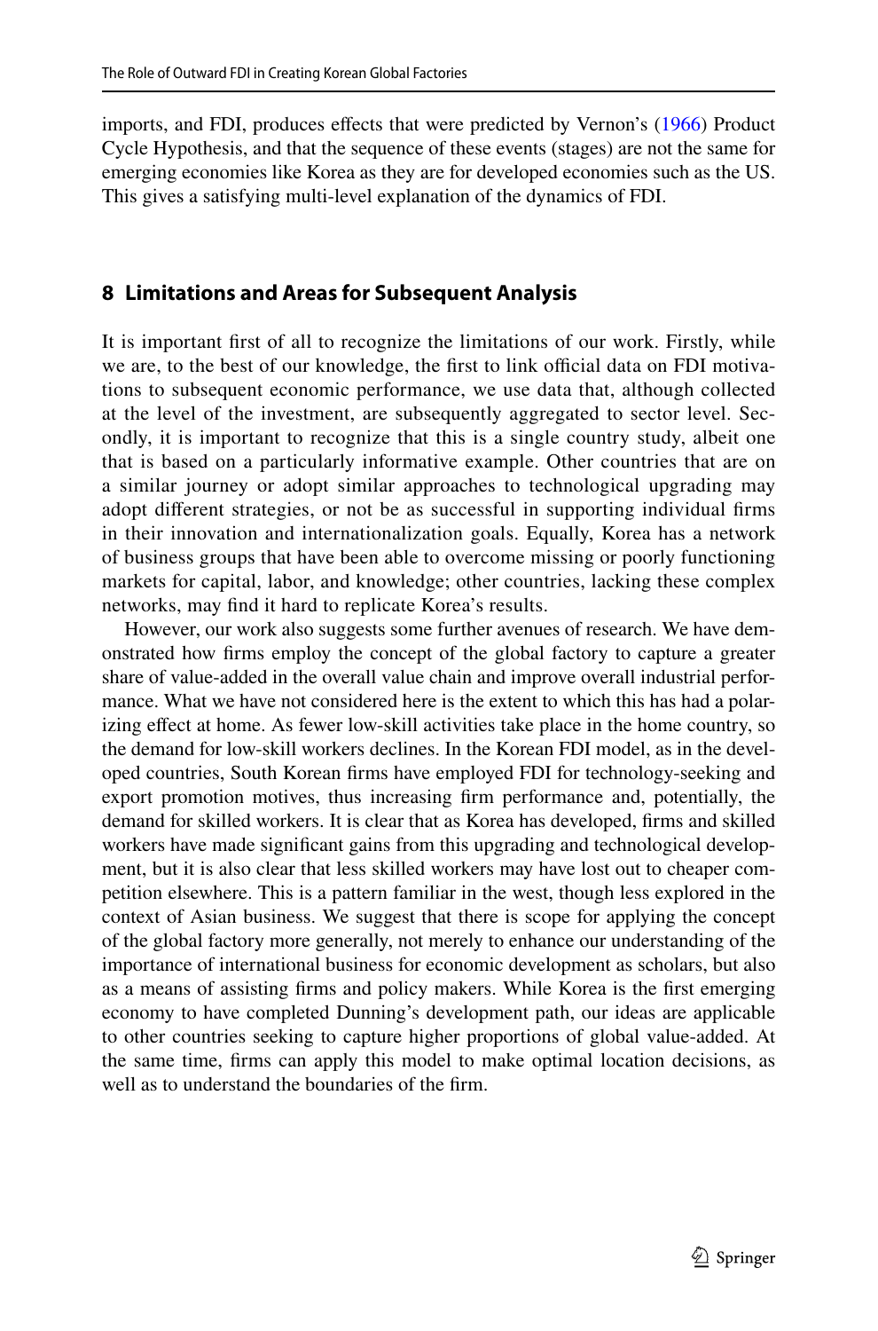imports, and FDI, produces effects that were predicted by Vernon's (1966) Product Cycle Hypothesis, and that the sequence of these events (stages) are not the same for emerging economies like Korea as they are for developed economies such as the US. This gives a satisfying multi-level explanation of the dynamics of FDI.

## 8 Limitations and Areas for Subsequent Analysis

It is important first of all to recognize the limitations of our work. Firstly, while we are, to the best of our knowledge, the first to link official data on FDI motivations to subsequent economic performance, we use data that, although collected at the level of the investment, are subsequently aggregated to sector level. Secondly, it is important to recognize that this is a single country study, albeit one that is based on a particularly informative example. Other countries that are on a similar journey or adopt similar approaches to technological upgrading may adopt different strategies, or not be as successful in supporting individual firms in their innovation and internationalization goals. Equally, Korea has a network of business groups that have been able to overcome missing or poorly functioning markets for capital, labor, and knowledge; other countries, lacking these complex networks, may find it hard to replicate Korea's results.

However, our work also suggests some further avenues of research. We have demonstrated how firms employ the concept of the global factory to capture a greater share of value-added in the overall value chain and improve overall industrial performance. What we have not considered here is the extent to which this has had a polarizing effect at home. As fewer low-skill activities take place in the home country, so the demand for low-skill workers declines. In the Korean FDI model, as in the developed countries, South Korean firms have employed FDI for technology-seeking and export promotion motives, thus increasing firm performance and, potentially, the demand for skilled workers. It is clear that as Korea has developed, firms and skilled workers have made significant gains from this upgrading and technological development, but it is also clear that less skilled workers may have lost out to cheaper competition elsewhere. This is a pattern familiar in the west, though less explored in the context of Asian business. We suggest that there is scope for applying the concept of the global factory more generally, not merely to enhance our understanding of the importance of international business for economic development as scholars, but also as a means of assisting firms and policy makers. While Korea is the first emerging economy to have completed Dunning's development path, our ideas are applicable to other countries seeking to capture higher proportions of global value-added. At the same time, firms can apply this model to make optimal location decisions, as well as to understand the boundaries of the firm.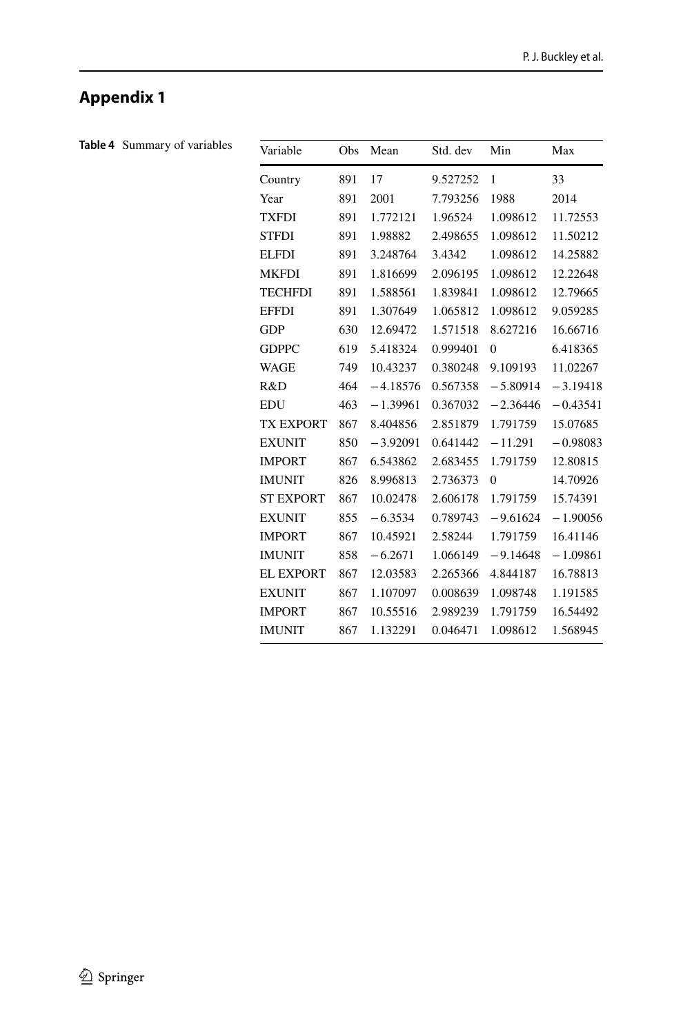## Appendix 1

**Table 4** Summary of variables

| Variable | Obs | Mean | Std. dev | Min | Max |
|---|---|---|---|---|---|
| Country | 891 | 17 | 9.527252 | 1 | 33 |
| Year | 891 | 2001 | 7.793256 | 1988 | 2014 |
| TXFDI | 891 | 1.772121 | 1.96524 | 1.098612 | 11.72553 |
| STFDI | 891 | 1.98882 | 2.498655 | 1.098612 | 11.50212 |
| ELFDI | 891 | 3.248764 | 3.4342 | 1.098612 | 14.25882 |
| MKFDI | 891 | 1.816699 | 2.096195 | 1.098612 | 12.22648 |
| TECHFDI | 891 | 1.588561 | 1.839841 | 1.098612 | 12.79665 |
| EFFDI | 891 | 1.307649 | 1.065812 | 1.098612 | 9.059285 |
| GDP | 630 | 12.69472 | 1.571518 | 8.627216 | 16.66716 |
| GDPPC | 619 | 5.418324 | 0.999401 | 0 | 6.418365 |
| WAGE | 749 | 10.43237 | 0.380248 | 9.109193 | 11.02267 |
| R&D | 464 | −4.18576 | 0.567358 | −5.80914 | −3.19418 |
| EDU | 463 | −1.39961 | 0.367032 | −2.36446 | −0.43541 |
| TX EXPORT | 867 | 8.404856 | 2.851879 | 1.791759 | 15.07685 |
| EXUNIT | 850 | −3.92091 | 0.641442 | −11.291 | −0.98083 |
| IMPORT | 867 | 6.543862 | 2.683455 | 1.791759 | 12.80815 |
| IMUNIT | 826 | 8.996813 | 2.736373 | 0 | 14.70926 |
| ST EXPORT | 867 | 10.02478 | 2.606178 | 1.791759 | 15.74391 |
| EXUNIT | 855 | −6.3534 | 0.789743 | −9.61624 | −1.90056 |
| IMPORT | 867 | 10.45921 | 2.58244 | 1.791759 | 16.41146 |
| IMUNIT | 858 | −6.2671 | 1.066149 | −9.14648 | −1.09861 |
| EL EXPORT | 867 | 12.03583 | 2.265366 | 4.844187 | 16.78813 |
| EXUNIT | 867 | 1.107097 | 0.008639 | 1.098748 | 1.191585 |
| IMPORT | 867 | 10.55516 | 2.989239 | 1.791759 | 16.54492 |
| IMUNIT | 867 | 1.132291 | 0.046471 | 1.098612 | 1.568945 |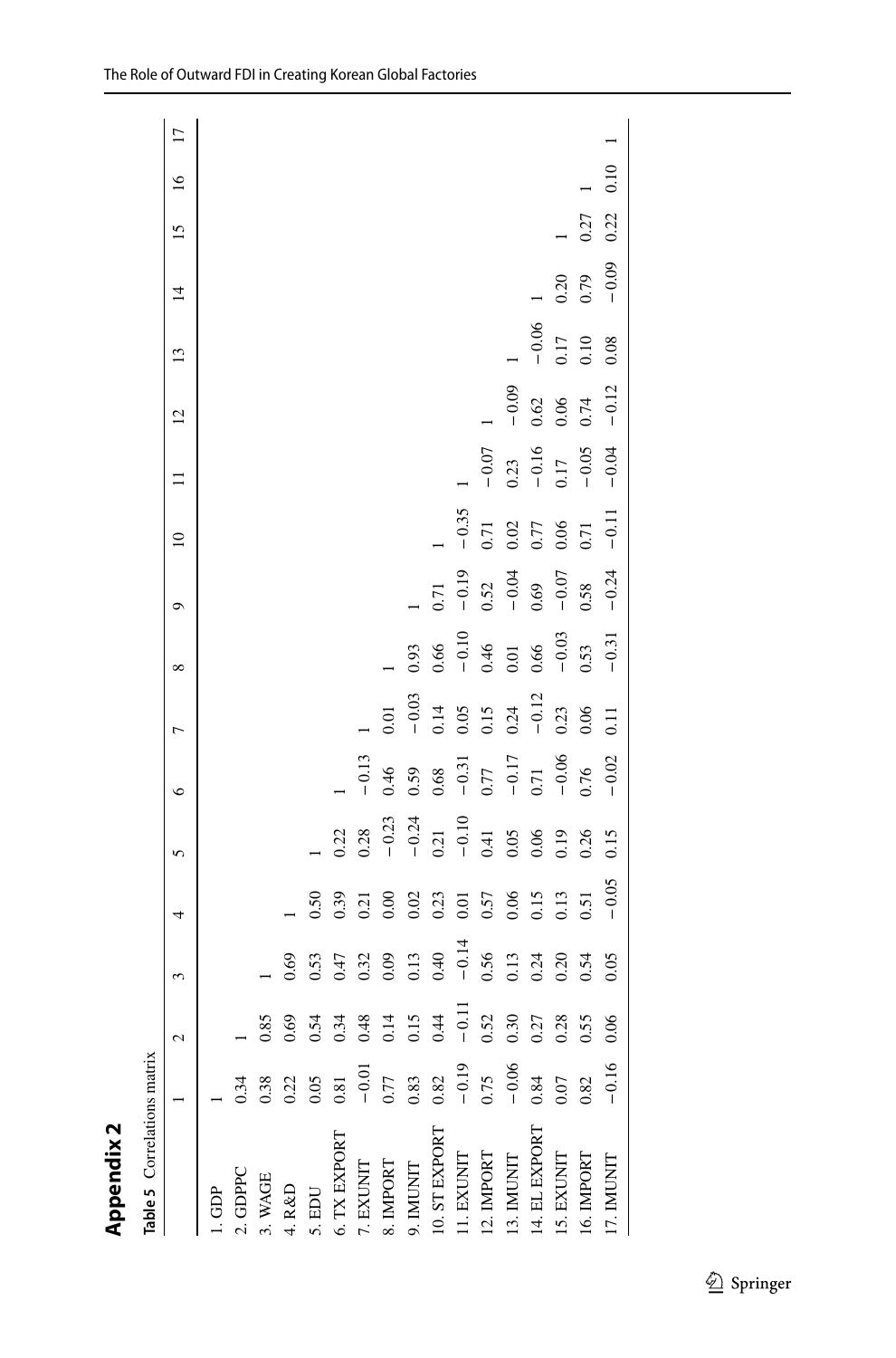## Appendix 2

Table 5 Correlations matrix

| | 1 | 2 | 3 | 4 | 5 | 6 | 7 | 8 | 9 | 10 | 11 | 12 | 13 | 14 | 15 | 16 | 17 |
|---|---|---|---|---|---|---|---|---|---|---|---|---|---|---|---|---|---|
| 1. GDP | 1 | | | | | | | | | | | | | | | | |
| 2. GDPPC | 0.34 | 1 | | | | | | | | | | | | | | | |
| 3. WAGE | 0.38 | 0.85 | 1 | | | | | | | | | | | | | | |
| 4. R&D | 0.22 | 0.69 | 0.69 | 1 | | | | | | | | | | | | | |
| 5. EDU | 0.05 | 0.54 | 0.53 | 0.50 | 1 | | | | | | | | | | | | |
| 6. TX EXPORT | 0.81 | 0.34 | 0.47 | 0.39 | 0.22 | 1 | | | | | | | | | | | |
| 7. EXUNIT | −0.01 | 0.48 | 0.32 | 0.21 | 0.28 | −0.13 | 1 | | | | | | | | | | |
| 8. IMPORT | 0.77 | 0.14 | 0.09 | 0.00 | −0.23 | 0.46 | 0.01 | 1 | | | | | | | | | |
| 9. IMUNIT | 0.83 | 0.15 | 0.13 | 0.02 | −0.24 | 0.59 | −0.03 | 0.93 | 1 | | | | | | | | |
| 10. ST EXPORT | 0.82 | 0.44 | 0.40 | 0.23 | 0.21 | 0.68 | 0.14 | 0.66 | 0.71 | 1 | | | | | | | |
| 11. EXUNIT | −0.19 | −0.11 | −0.14 | 0.01 | −0.10 | −0.31 | 0.05 | −0.10 | −0.19 | −0.35 | 1 | | | | | | |
| 12. IMPORT | 0.75 | 0.52 | 0.56 | 0.57 | 0.41 | 0.77 | 0.15 | 0.46 | 0.52 | 0.71 | −0.07 | 1 | | | | | |
| 13. IMUNIT | −0.06 | 0.30 | 0.13 | 0.06 | 0.05 | −0.17 | 0.24 | 0.01 | −0.04 | 0.02 | 0.23 | −0.09 | 1 | | | | |
| 14. EL EXPORT | 0.84 | 0.27 | 0.24 | 0.15 | 0.06 | 0.71 | −0.12 | 0.66 | 0.69 | 0.77 | −0.16 | 0.62 | −0.06 | 1 | | | |
| 15. EXUNIT | 0.07 | 0.28 | 0.20 | 0.13 | 0.19 | −0.06 | 0.23 | −0.03 | −0.07 | 0.06 | 0.17 | 0.06 | 0.17 | 0.20 | 1 | | |
| 16. IMPORT | 0.82 | 0.55 | 0.54 | 0.51 | 0.26 | 0.76 | 0.06 | 0.53 | 0.58 | 0.71 | −0.05 | 0.74 | 0.10 | 0.79 | 0.27 | 1 | |
| 17. IMUNIT | −0.16 | 0.06 | 0.05 | −0.05 | 0.15 | −0.02 | 0.11 | −0.31 | −0.24 | −0.11 | −0.04 | −0.12 | 0.08 | −0.09 | 0.22 | 0.10 | 1 |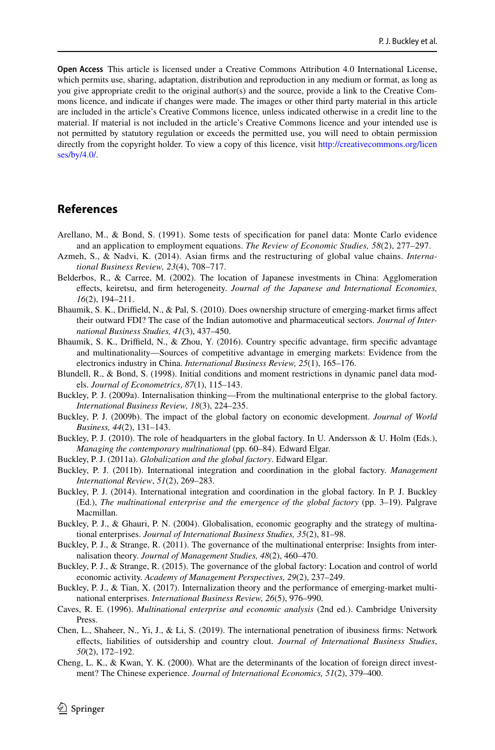**Open Access** This article is licensed under a Creative Commons Attribution 4.0 International License, which permits use, sharing, adaptation, distribution and reproduction in any medium or format, as long as you give appropriate credit to the original author(s) and the source, provide a link to the Creative Commons licence, and indicate if changes were made. The images or other third party material in this article are included in the article's Creative Commons licence, unless indicated otherwise in a credit line to the material. If material is not included in the article's Creative Commons licence and your intended use is not permitted by statutory regulation or exceeds the permitted use, you will need to obtain permission directly from the copyright holder. To view a copy of this licence, visit http://creativecommons.org/licenses/by/4.0/.

## References

Arellano, M., & Bond, S. (1991). Some tests of specification for panel data: Monte Carlo evidence and an application to employment equations. *The Review of Economic Studies, 58*(2), 277–297.

Azmeh, S., & Nadvi, K. (2014). Asian firms and the restructuring of global value chains. *International Business Review, 23*(4), 708–717.

Belderbos, R., & Carree, M. (2002). The location of Japanese investments in China: Agglomeration effects, keiretsu, and firm heterogeneity. *Journal of the Japanese and International Economies, 16*(2), 194–211.

Bhaumik, S. K., Driffield, N., & Pal, S. (2010). Does ownership structure of emerging-market firms affect their outward FDI? The case of the Indian automotive and pharmaceutical sectors. *Journal of International Business Studies, 41*(3), 437–450.

Bhaumik, S. K., Driffield, N., & Zhou, Y. (2016). Country specific advantage, firm specific advantage and multinationality—Sources of competitive advantage in emerging markets: Evidence from the electronics industry in China. *International Business Review, 25*(1), 165–176.

Blundell, R., & Bond, S. (1998). Initial conditions and moment restrictions in dynamic panel data models. *Journal of Econometrics*, *87*(1), 115–143.

Buckley, P. J. (2009a). Internalisation thinking—From the multinational enterprise to the global factory. *International Business Review, 18*(3), 224–235.

Buckley, P. J. (2009b). The impact of the global factory on economic development. *Journal of World Business, 44*(2), 131–143.

Buckley, P. J. (2010). The role of headquarters in the global factory. In U. Andersson & U. Holm (Eds.), *Managing the contemporary multinational* (pp. 60–84). Edward Elgar.

Buckley, P. J. (2011a). *Globalization and the global factory*. Edward Elgar.

Buckley, P. J. (2011b). International integration and coordination in the global factory. *Management International Review*, *51*(2), 269–283.

Buckley, P. J. (2014). International integration and coordination in the global factory. In P. J. Buckley (Ed.), *The multinational enterprise and the emergence of the global factory* (pp. 3–19). Palgrave Macmillan.

Buckley, P. J., & Ghauri, P. N. (2004). Globalisation, economic geography and the strategy of multinational enterprises. *Journal of International Business Studies, 35*(2), 81–98.

Buckley, P. J., & Strange, R. (2011). The governance of the multinational enterprise: Insights from internalisation theory. *Journal of Management Studies, 48*(2), 460–470.

Buckley, P. J., & Strange, R. (2015). The governance of the global factory: Location and control of world economic activity. *Academy of Management Perspectives, 29*(2), 237–249.

Buckley, P. J., & Tian, X. (2017). Internalization theory and the performance of emerging-market multinational enterprises. *International Business Review, 26*(5), 976–990.

Caves, R. E. (1996). *Multinational enterprise and economic analysis* (2nd ed.). Cambridge University Press.

Chen, L., Shaheer, N., Yi, J., & Li, S. (2019). The international penetration of ibusiness firms: Network effects, liabilities of outsidership and country clout. *Journal of International Business Studies*, *50*(2), 172–192.

Cheng, L. K., & Kwan, Y. K. (2000). What are the determinants of the location of foreign direct investment? The Chinese experience. *Journal of International Economics, 51*(2), 379–400.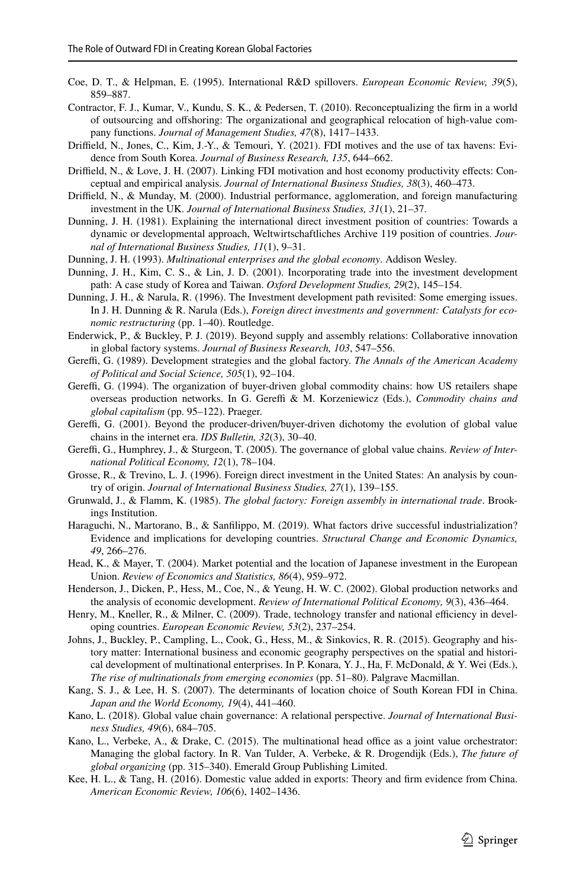Coe, D. T., & Helpman, E. (1995). International R&D spillovers. *European Economic Review, 39*(5), 859–887.

Contractor, F. J., Kumar, V., Kundu, S. K., & Pedersen, T. (2010). Reconceptualizing the firm in a world of outsourcing and offshoring: The organizational and geographical relocation of high-value company functions. *Journal of Management Studies, 47*(8), 1417–1433.

Driffield, N., Jones, C., Kim, J.-Y., & Temouri, Y. (2021). FDI motives and the use of tax havens: Evidence from South Korea. *Journal of Business Research, 135*, 644–662.

Driffield, N., & Love, J. H. (2007). Linking FDI motivation and host economy productivity effects: Conceptual and empirical analysis. *Journal of International Business Studies, 38*(3), 460–473.

Driffield, N., & Munday, M. (2000). Industrial performance, agglomeration, and foreign manufacturing investment in the UK. *Journal of International Business Studies, 31*(1), 21–37.

Dunning, J. H. (1981). Explaining the international direct investment position of countries: Towards a dynamic or developmental approach, Weltwirtschaftliches Archive 119 position of countries. *Journal of International Business Studies, 11*(1), 9–31.

Dunning, J. H. (1993). *Multinational enterprises and the global economy*. Addison Wesley.

Dunning, J. H., Kim, C. S., & Lin, J. D. (2001). Incorporating trade into the investment development path: A case study of Korea and Taiwan. *Oxford Development Studies, 29*(2), 145–154.

Dunning, J. H., & Narula, R. (1996). The Investment development path revisited: Some emerging issues. In J. H. Dunning & R. Narula (Eds.), *Foreign direct investments and government: Catalysts for economic restructuring* (pp. 1–40). Routledge.

Enderwick, P., & Buckley, P. J. (2019). Beyond supply and assembly relations: Collaborative innovation in global factory systems. *Journal of Business Research, 103*, 547–556.

Gereffi, G. (1989). Development strategies and the global factory. *The Annals of the American Academy of Political and Social Science, 505*(1), 92–104.

Gereffi, G. (1994). The organization of buyer-driven global commodity chains: how US retailers shape overseas production networks. In G. Gereffi & M. Korzeniewicz (Eds.), *Commodity chains and global capitalism* (pp. 95–122). Praeger.

Gereffi, G. (2001). Beyond the producer-driven/buyer-driven dichotomy the evolution of global value chains in the internet era. *IDS Bulletin, 32*(3), 30–40.

Gereffi, G., Humphrey, J., & Sturgeon, T. (2005). The governance of global value chains. *Review of International Political Economy, 12*(1), 78–104.

Grosse, R., & Trevino, L. J. (1996). Foreign direct investment in the United States: An analysis by country of origin. *Journal of International Business Studies, 27*(1), 139–155.

Grunwald, J., & Flamm, K. (1985). *The global factory: Foreign assembly in international trade*. Brookings Institution.

Haraguchi, N., Martorano, B., & Sanfilippo, M. (2019). What factors drive successful industrialization? Evidence and implications for developing countries. *Structural Change and Economic Dynamics, 49*, 266–276.

Head, K., & Mayer, T. (2004). Market potential and the location of Japanese investment in the European Union. *Review of Economics and Statistics, 86*(4), 959–972.

Henderson, J., Dicken, P., Hess, M., Coe, N., & Yeung, H. W. C. (2002). Global production networks and the analysis of economic development. *Review of International Political Economy, 9*(3), 436–464.

Henry, M., Kneller, R., & Milner, C. (2009). Trade, technology transfer and national efficiency in developing countries. *European Economic Review, 53*(2), 237–254.

Johns, J., Buckley, P., Campling, L., Cook, G., Hess, M., & Sinkovics, R. R. (2015). Geography and history matter: International business and economic geography perspectives on the spatial and historical development of multinational enterprises. In P. Konara, Y. J., Ha, F. McDonald, & Y. Wei (Eds.), *The rise of multinationals from emerging economies* (pp. 51–80). Palgrave Macmillan.

Kang, S. J., & Lee, H. S. (2007). The determinants of location choice of South Korean FDI in China. *Japan and the World Economy, 19*(4), 441–460.

Kano, L. (2018). Global value chain governance: A relational perspective. *Journal of International Business Studies, 49*(6), 684–705.

Kano, L., Verbeke, A., & Drake, C. (2015). The multinational head office as a joint value orchestrator: Managing the global factory. In R. Van Tulder, A. Verbeke, & R. Drogendijk (Eds.), *The future of global organizing* (pp. 315–340). Emerald Group Publishing Limited.

Kee, H. L., & Tang, H. (2016). Domestic value added in exports: Theory and firm evidence from China. *American Economic Review, 106*(6), 1402–1436.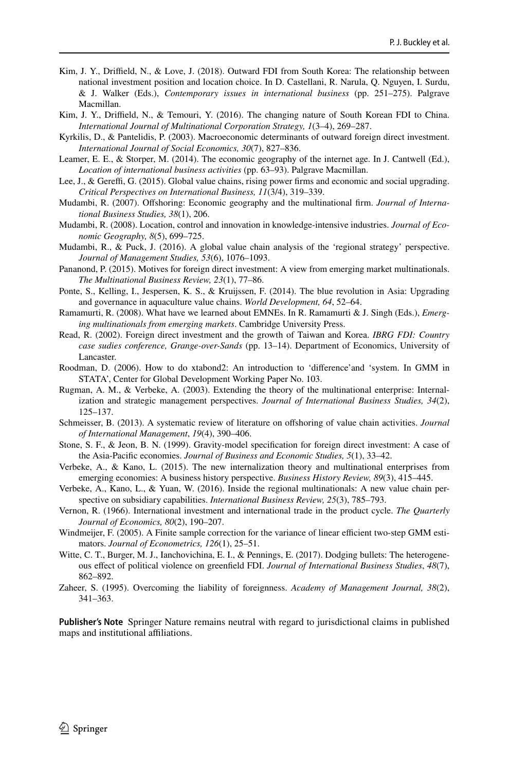Kim, J. Y., Driffield, N., & Love, J. (2018). Outward FDI from South Korea: The relationship between national investment position and location choice. In D. Castellani, R. Narula, Q. Nguyen, I. Surdu, & J. Walker (Eds.), *Contemporary issues in international business* (pp. 251–275). Palgrave Macmillan.

Kim, J. Y., Driffield, N., & Temouri, Y. (2016). The changing nature of South Korean FDI to China. *International Journal of Multinational Corporation Strategy, 1*(3–4), 269–287.

Kyrkilis, D., & Pantelidis, P. (2003). Macroeconomic determinants of outward foreign direct investment. *International Journal of Social Economics, 30*(7), 827–836.

Leamer, E. E., & Storper, M. (2014). The economic geography of the internet age. In J. Cantwell (Ed.), *Location of international business activities* (pp. 63–93). Palgrave Macmillan.

Lee, J., & Gereffi, G. (2015). Global value chains, rising power firms and economic and social upgrading. *Critical Perspectives on International Business, 11*(3/4), 319–339.

Mudambi, R. (2007). Offshoring: Economic geography and the multinational firm. *Journal of International Business Studies, 38*(1), 206.

Mudambi, R. (2008). Location, control and innovation in knowledge-intensive industries. *Journal of Economic Geography, 8*(5), 699–725.

Mudambi, R., & Puck, J. (2016). A global value chain analysis of the 'regional strategy' perspective. *Journal of Management Studies, 53*(6), 1076–1093.

Pananond, P. (2015). Motives for foreign direct investment: A view from emerging market multinationals. *The Multinational Business Review, 23*(1), 77–86.

Ponte, S., Kelling, I., Jespersen, K. S., & Kruijssen, F. (2014). The blue revolution in Asia: Upgrading and governance in aquaculture value chains. *World Development, 64*, 52–64.

Ramamurti, R. (2008). What have we learned about EMNEs. In R. Ramamurti & J. Singh (Eds.), *Emerging multinationals from emerging markets*. Cambridge University Press.

Read, R. (2002). Foreign direct investment and the growth of Taiwan and Korea. *IBRG FDI: Country case sudies conference, Grange-over-Sands* (pp. 13–14). Department of Economics, University of Lancaster.

Roodman, D. (2006). How to do xtabond2: An introduction to 'difference'and 'system. In GMM in STATA', Center for Global Development Working Paper No. 103.

Rugman, A. M., & Verbeke, A. (2003). Extending the theory of the multinational enterprise: Internalization and strategic management perspectives. *Journal of International Business Studies, 34*(2), 125–137.

Schmeisser, B. (2013). A systematic review of literature on offshoring of value chain activities. *Journal of International Management*, *19*(4), 390–406.

Stone, S. F., & Jeon, B. N. (1999). Gravity-model specification for foreign direct investment: A case of the Asia-Pacific economies. *Journal of Business and Economic Studies, 5*(1), 33–42.

Verbeke, A., & Kano, L. (2015). The new internalization theory and multinational enterprises from emerging economies: A business history perspective. *Business History Review, 89*(3), 415–445.

Verbeke, A., Kano, L., & Yuan, W. (2016). Inside the regional multinationals: A new value chain perspective on subsidiary capabilities. *International Business Review, 25*(3), 785–793.

Vernon, R. (1966). International investment and international trade in the product cycle. *The Quarterly Journal of Economics, 80*(2), 190–207.

Windmeijer, F. (2005). A Finite sample correction for the variance of linear efficient two-step GMM estimators. *Journal of Econometrics, 126*(1), 25–51.

Witte, C. T., Burger, M. J., Ianchovichina, E. I., & Pennings, E. (2017). Dodging bullets: The heterogeneous effect of political violence on greenfield FDI. *Journal of International Business Studies*, *48*(7), 862–892.

Zaheer, S. (1995). Overcoming the liability of foreignness. *Academy of Management Journal, 38*(2), 341–363.

**Publisher's Note** Springer Nature remains neutral with regard to jurisdictional claims in published maps and institutional affiliations.